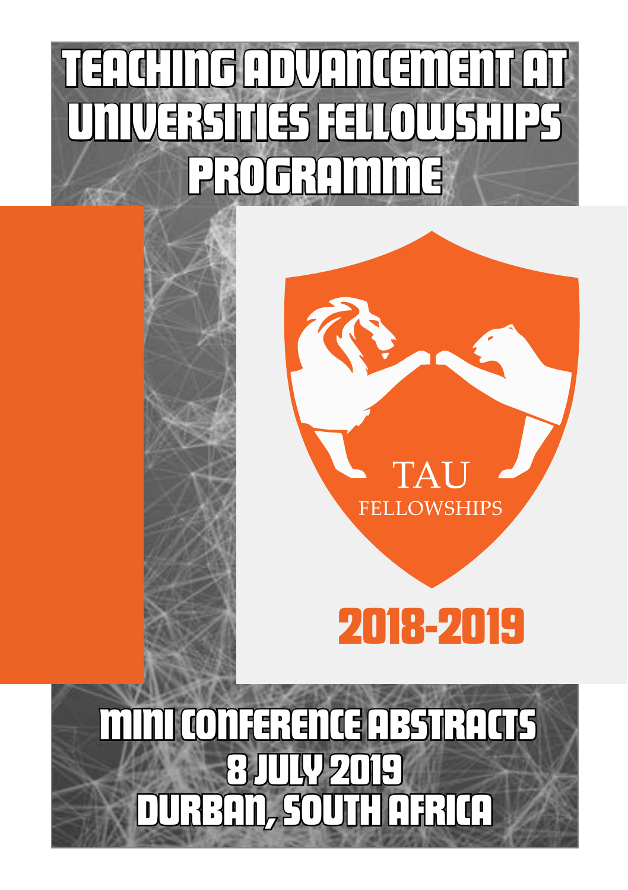# Teaching Advancement at Universities Fellowships Programme

TAU

FELLOWSHIPS

## 2018-2019

## Mini Conference Abstracts

## 8 July 2019

## Durban, South Africa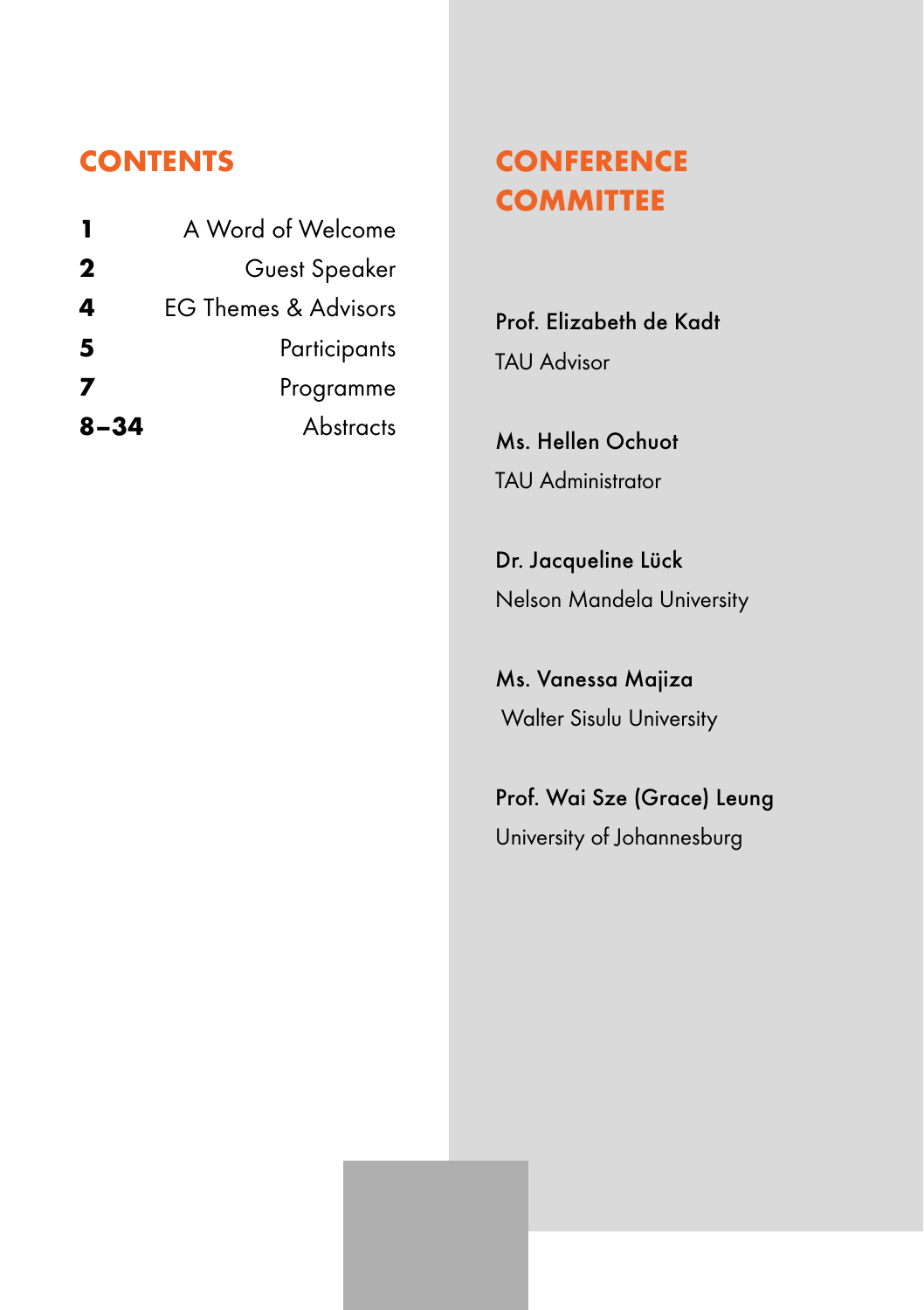## CONTENTS

| | |
|---|---|
| **1** | A Word of Welcome |
| **2** | Guest Speaker |
| **4** | EG Themes & Advisors |
| **5** | Participants |
| **7** | Programme |
| **8–34** | Abstracts |

## CONFERENCE COMMITTEE

Prof. Elizabeth de Kadt
TAU Advisor

Ms. Hellen Ochuot
TAU Administrator

Dr. Jacqueline Lück
Nelson Mandela University

Ms. Vanessa Majiza
Walter Sisulu University

Prof. Wai Sze (Grace) Leung
University of Johannesburg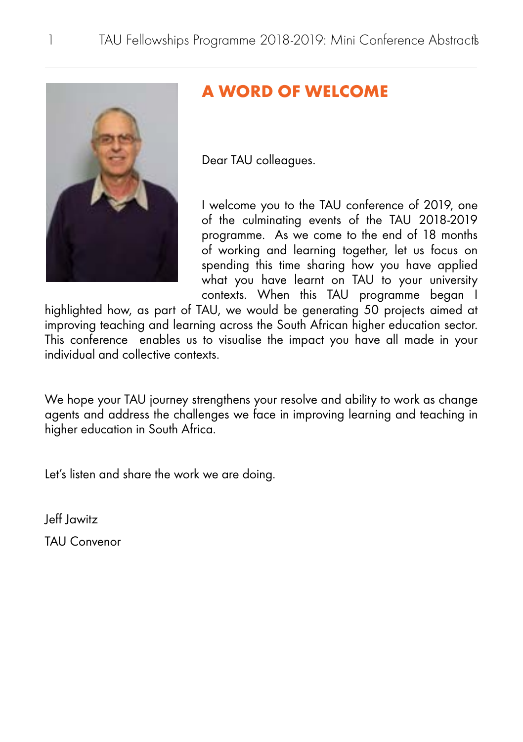## A WORD OF WELCOME

Dear TAU colleagues.

I welcome you to the TAU conference of 2019, one of the culminating events of the TAU 2018-2019 programme. As we come to the end of 18 months of working and learning together, let us focus on spending this time sharing how you have applied what you have learnt on TAU to your university contexts. When this TAU programme began I highlighted how, as part of TAU, we would be generating 50 projects aimed at improving teaching and learning across the South African higher education sector. This conference enables us to visualise the impact you have all made in your individual and collective contexts.

We hope your TAU journey strengthens your resolve and ability to work as change agents and address the challenges we face in improving learning and teaching in higher education in South Africa.

Let's listen and share the work we are doing.

Jeff Jawitz

TAU Convenor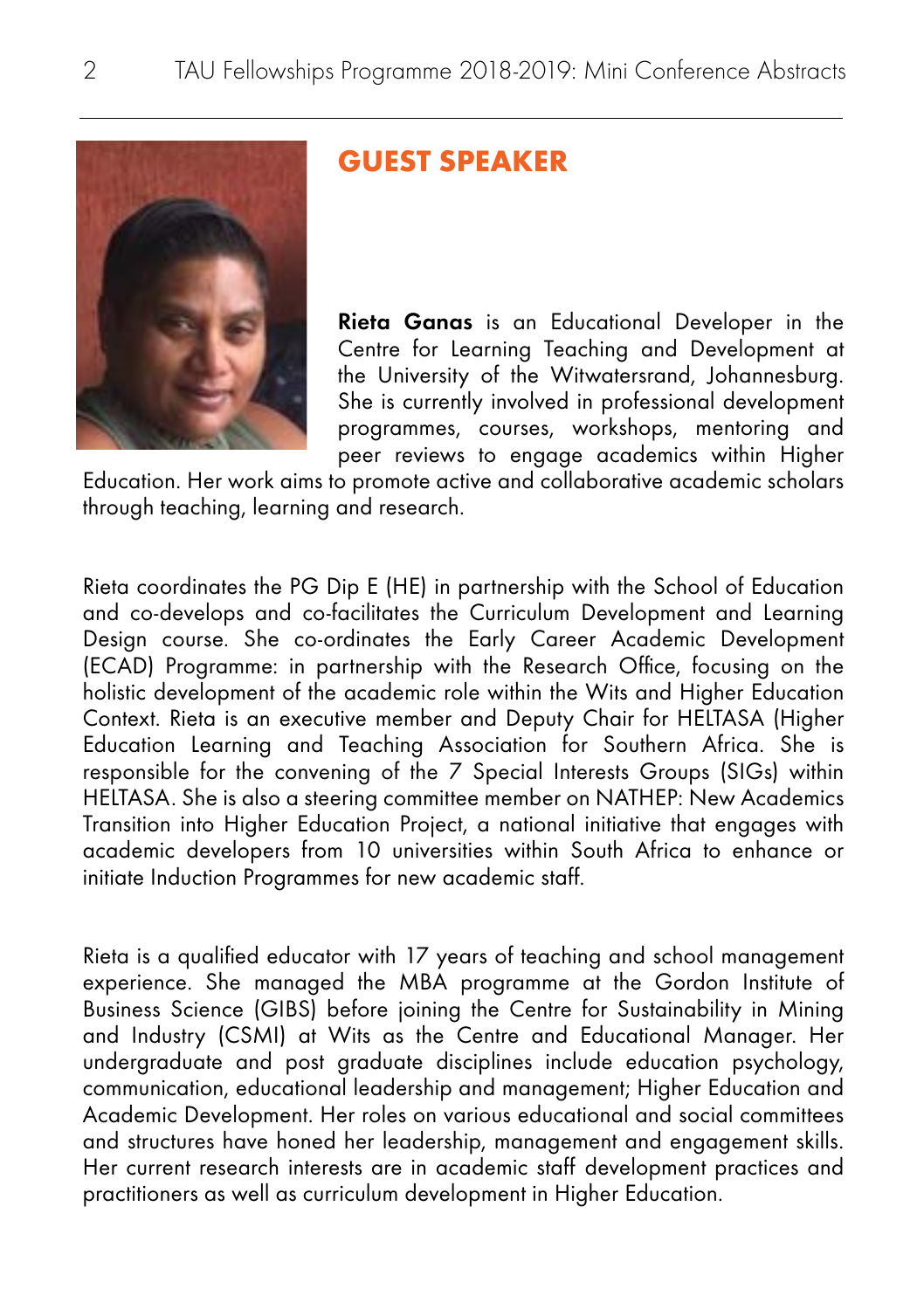## GUEST SPEAKER

**Rieta Ganas** is an Educational Developer in the Centre for Learning Teaching and Development at the University of the Witwatersrand, Johannesburg. She is currently involved in professional development programmes, courses, workshops, mentoring and peer reviews to engage academics within Higher Education. Her work aims to promote active and collaborative academic scholars through teaching, learning and research.

Rieta coordinates the PG Dip E (HE) in partnership with the School of Education and co-develops and co-facilitates the Curriculum Development and Learning Design course. She co-ordinates the Early Career Academic Development (ECAD) Programme: in partnership with the Research Office, focusing on the holistic development of the academic role within the Wits and Higher Education Context. Rieta is an executive member and Deputy Chair for HELTASA (Higher Education Learning and Teaching Association for Southern Africa. She is responsible for the convening of the 7 Special Interests Groups (SIGs) within HELTASA. She is also a steering committee member on NATHEP: New Academics Transition into Higher Education Project, a national initiative that engages with academic developers from 10 universities within South Africa to enhance or initiate Induction Programmes for new academic staff.

Rieta is a qualified educator with 17 years of teaching and school management experience. She managed the MBA programme at the Gordon Institute of Business Science (GIBS) before joining the Centre for Sustainability in Mining and Industry (CSMI) at Wits as the Centre and Educational Manager. Her undergraduate and post graduate disciplines include education psychology, communication, educational leadership and management; Higher Education and Academic Development. Her roles on various educational and social committees and structures have honed her leadership, management and engagement skills. Her current research interests are in academic staff development practices and practitioners as well as curriculum development in Higher Education.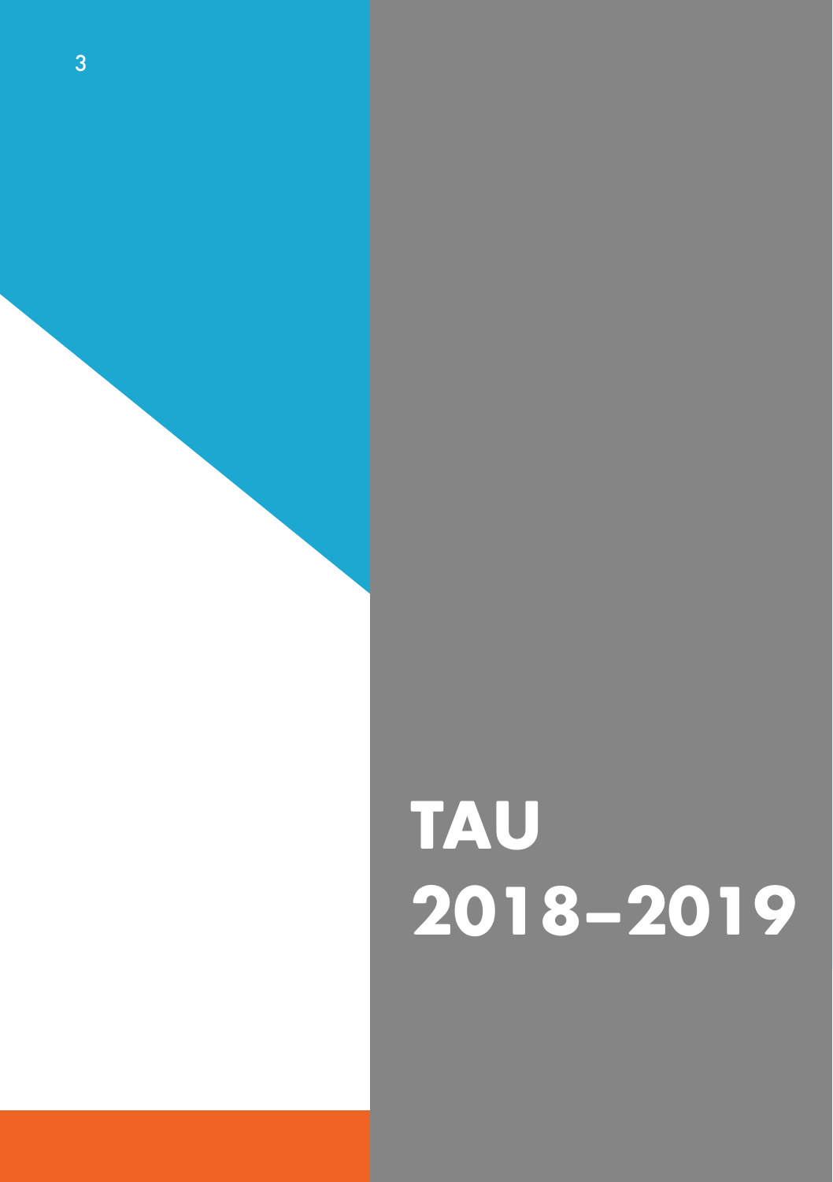# TAU 2018–2019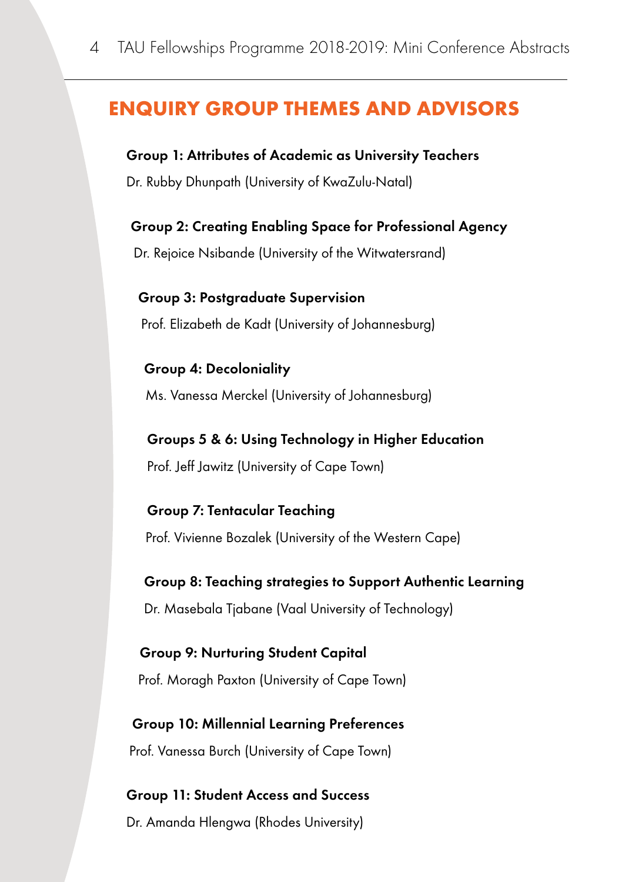## ENQUIRY GROUP THEMES AND ADVISORS

**Group 1: Attributes of Academic as University Teachers**

Dr. Rubby Dhunpath (University of KwaZulu-Natal)

**Group 2: Creating Enabling Space for Professional Agency**

Dr. Rejoice Nsibande (University of the Witwatersrand)

**Group 3: Postgraduate Supervision**

Prof. Elizabeth de Kadt (University of Johannesburg)

**Group 4: Decoloniality**

Ms. Vanessa Merckel (University of Johannesburg)

**Groups 5 & 6: Using Technology in Higher Education**

Prof. Jeff Jawitz (University of Cape Town)

**Group 7: Tentacular Teaching**

Prof. Vivienne Bozalek (University of the Western Cape)

**Group 8: Teaching strategies to Support Authentic Learning**

Dr. Masebala Tjabane (Vaal University of Technology)

**Group 9: Nurturing Student Capital**

Prof. Moragh Paxton (University of Cape Town)

**Group 10: Millennial Learning Preferences**

Prof. Vanessa Burch (University of Cape Town)

**Group 11: Student Access and Success**

Dr. Amanda Hlengwa (Rhodes University)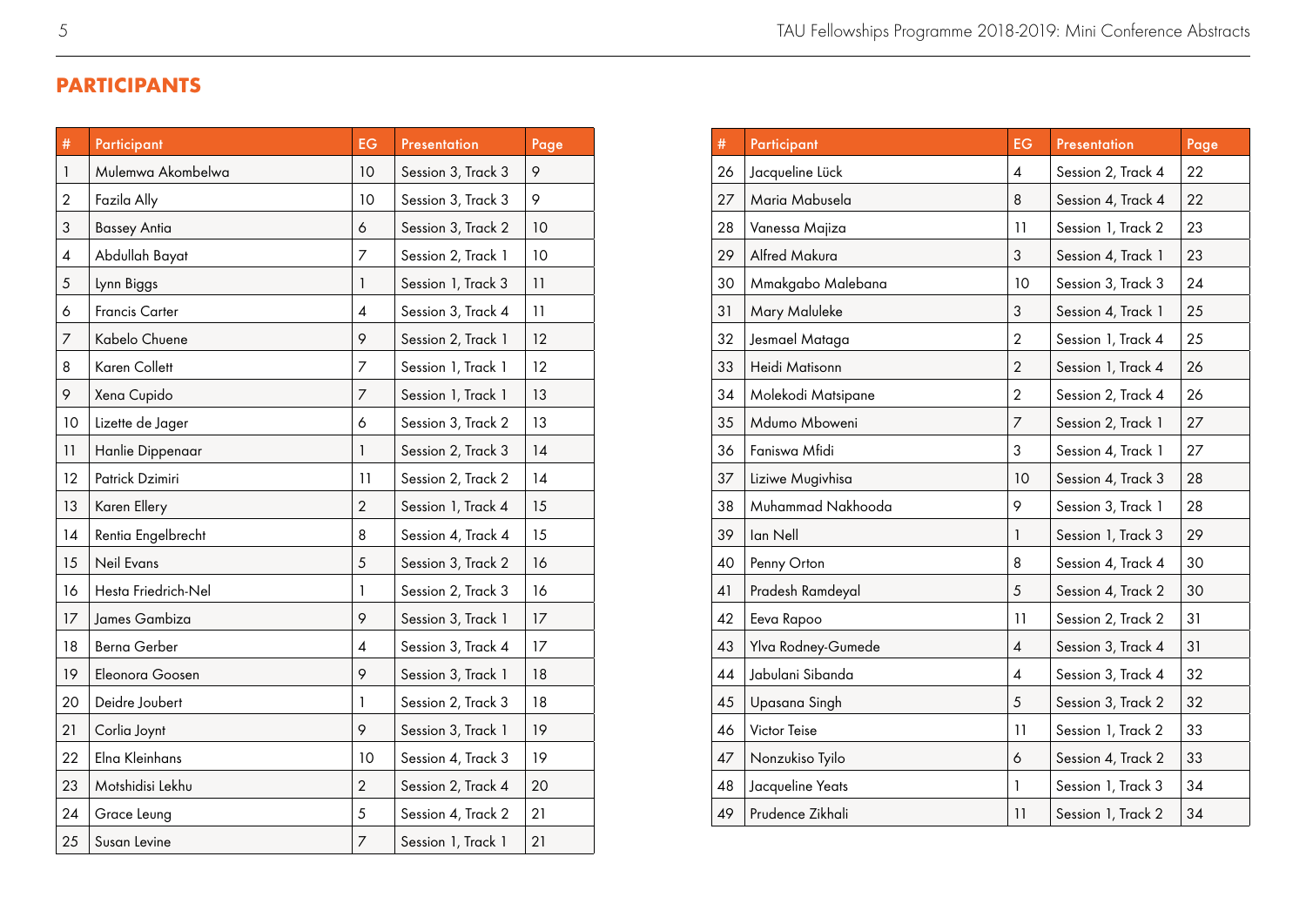## PARTICIPANTS

| # | Participant | EG | Presentation | Page |
|---|---|---|---|---|
| 1 | Mulemwa Akombelwa | 10 | Session 3, Track 3 | 9 |
| 2 | Fazila Ally | 10 | Session 3, Track 3 | 9 |
| 3 | Bassey Antia | 6 | Session 3, Track 2 | 10 |
| 4 | Abdullah Bayat | 7 | Session 2, Track 1 | 10 |
| 5 | Lynn Biggs | 1 | Session 1, Track 3 | 11 |
| 6 | Francis Carter | 4 | Session 3, Track 4 | 11 |
| 7 | Kabelo Chuene | 9 | Session 2, Track 1 | 12 |
| 8 | Karen Collett | 7 | Session 1, Track 1 | 12 |
| 9 | Xena Cupido | 7 | Session 1, Track 1 | 13 |
| 10 | Lizette de Jager | 6 | Session 3, Track 2 | 13 |
| 11 | Hanlie Dippenaar | 1 | Session 2, Track 3 | 14 |
| 12 | Patrick Dzimiri | 11 | Session 2, Track 2 | 14 |
| 13 | Karen Ellery | 2 | Session 1, Track 4 | 15 |
| 14 | Rentia Engelbrecht | 8 | Session 4, Track 4 | 15 |
| 15 | Neil Evans | 5 | Session 3, Track 2 | 16 |
| 16 | Hesta Friedrich-Nel | 1 | Session 2, Track 3 | 16 |
| 17 | James Gambiza | 9 | Session 3, Track 1 | 17 |
| 18 | Berna Gerber | 4 | Session 3, Track 4 | 17 |
| 19 | Eleonora Goosen | 9 | Session 3, Track 1 | 18 |
| 20 | Deidre Joubert | 1 | Session 2, Track 3 | 18 |
| 21 | Corlia Joynt | 9 | Session 3, Track 1 | 19 |
| 22 | Elna Kleinhans | 10 | Session 4, Track 3 | 19 |
| 23 | Motshidisi Lekhu | 2 | Session 2, Track 4 | 20 |
| 24 | Grace Leung | 5 | Session 4, Track 2 | 21 |
| 25 | Susan Levine | 7 | Session 1, Track 1 | 21 |
| 26 | Jacqueline Lück | 4 | Session 2, Track 4 | 22 |
| 27 | Maria Mabusela | 8 | Session 4, Track 4 | 22 |
| 28 | Vanessa Majiza | 11 | Session 1, Track 2 | 23 |
| 29 | Alfred Makura | 3 | Session 4, Track 1 | 23 |
| 30 | Mmakgabo Malebana | 10 | Session 3, Track 3 | 24 |
| 31 | Mary Maluleke | 3 | Session 4, Track 1 | 25 |
| 32 | Jesmael Mataga | 2 | Session 1, Track 4 | 25 |
| 33 | Heidi Matisonn | 2 | Session 1, Track 4 | 26 |
| 34 | Molekodi Matsipane | 2 | Session 2, Track 4 | 26 |
| 35 | Mdumo Mboweni | 7 | Session 2, Track 1 | 27 |
| 36 | Faniswa Mfidi | 3 | Session 4, Track 1 | 27 |
| 37 | Liziwe Mugivhisa | 10 | Session 4, Track 3 | 28 |
| 38 | Muhammad Nakhooda | 9 | Session 3, Track 1 | 28 |
| 39 | Ian Nell | 1 | Session 1, Track 3 | 29 |
| 40 | Penny Orton | 8 | Session 4, Track 4 | 30 |
| 41 | Pradesh Ramdeyal | 5 | Session 4, Track 2 | 30 |
| 42 | Eeva Rapoo | 11 | Session 2, Track 2 | 31 |
| 43 | Ylva Rodney-Gumede | 4 | Session 3, Track 4 | 31 |
| 44 | Jabulani Sibanda | 4 | Session 3, Track 4 | 32 |
| 45 | Upasana Singh | 5 | Session 3, Track 2 | 32 |
| 46 | Victor Teise | 11 | Session 1, Track 2 | 33 |
| 47 | Nonzukiso Tyilo | 6 | Session 4, Track 2 | 33 |
| 48 | Jacqueline Yeats | 1 | Session 1, Track 3 | 34 |
| 49 | Prudence Zikhali | 11 | Session 1, Track 2 | 34 |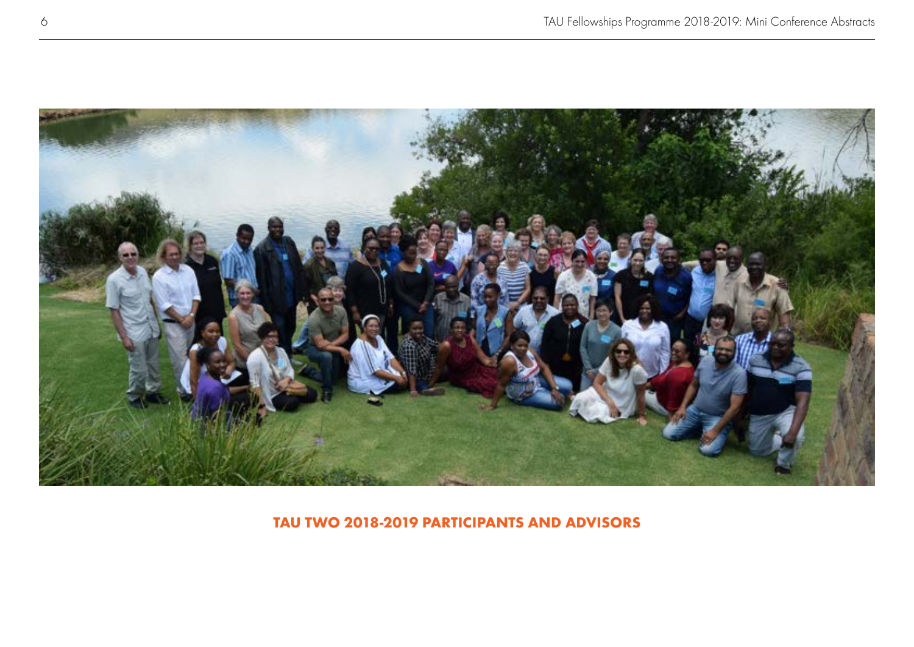**TAU TWO 2018-2019 PARTICIPANTS AND ADVISORS**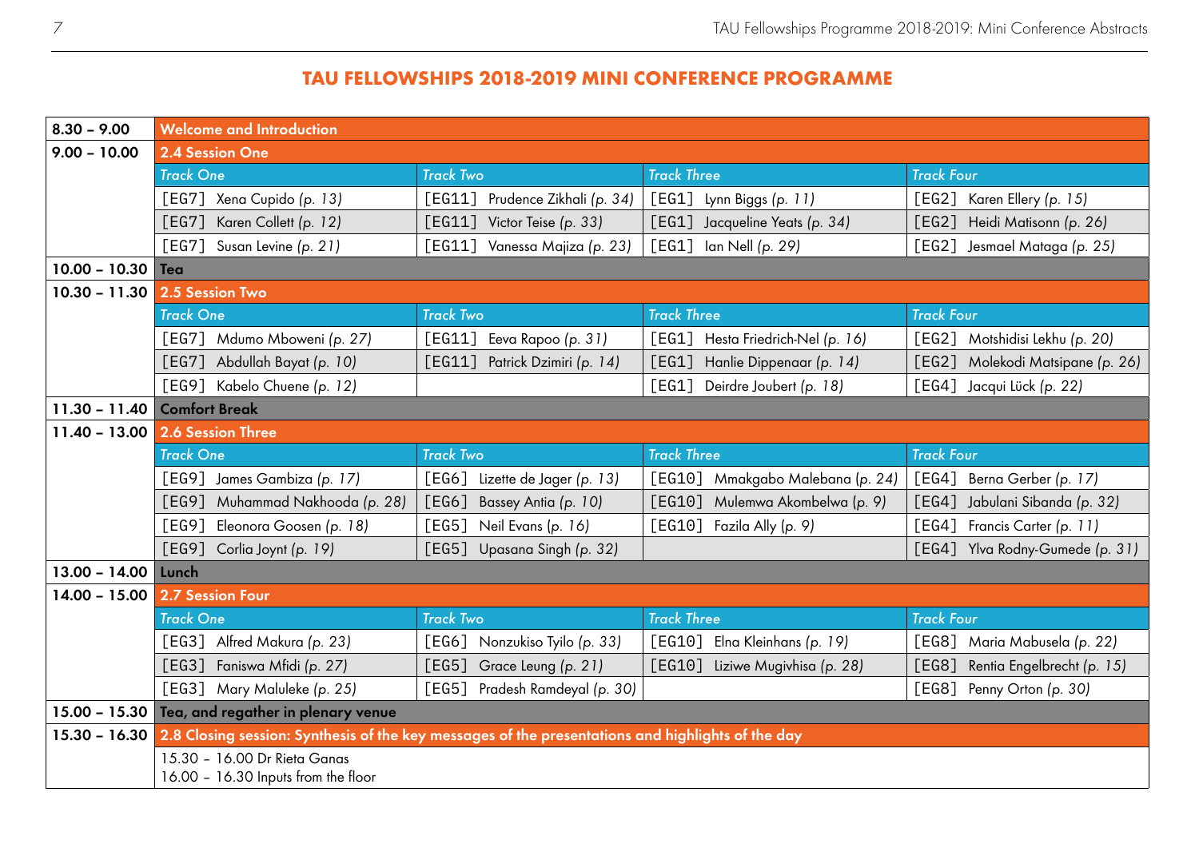# TAU FELLOWSHIPS 2018-2019 MINI CONFERENCE PROGRAMME

| | | | | |
|---|---|---|---|---|
| **8.30 – 9.00** | **Welcome and Introduction** | | | |
| **9.00 – 10.00** | **2.4 Session One** | | | |
| | *Track One* | *Track Two* | *Track Three* | *Track Four* |
| | [EG7] Xena Cupido *(p. 13)* | [EG11] Prudence Zikhali *(p. 34)* | [EG1] Lynn Biggs *(p. 11)* | [EG2] Karen Ellery *(p. 15)* |
| | [EG7] Karen Collett *(p. 12)* | [EG11] Victor Teise *(p. 33)* | [EG1] Jacqueline Yeats *(p. 34)* | [EG2] Heidi Matisonn *(p. 26)* |
| | [EG7] Susan Levine *(p. 21)* | [EG11] Vanessa Majiza *(p. 23)* | [EG1] Ian Nell *(p. 29)* | [EG2] Jesmael Mataga *(p. 25)* |
| **10.00 – 10.30** | **Tea** | | | |
| **10.30 – 11.30** | **2.5 Session Two** | | | |
| | *Track One* | *Track Two* | *Track Three* | *Track Four* |
| | [EG7] Mdumo Mboweni *(p. 27)* | [EG11] Eeva Rapoo *(p. 31)* | [EG1] Hesta Friedrich-Nel *(p. 16)* | [EG2] Motshidisi Lekhu *(p. 20)* |
| | [EG7] Abdullah Bayat *(p. 10)* | [EG11] Patrick Dzimiri *(p. 14)* | [EG1] Hanlie Dippenaar *(p. 14)* | [EG2] Molekodi Matsipane *(p. 26)* |
| | [EG9] Kabelo Chuene *(p. 12)* | | [EG1] Deirdre Joubert *(p. 18)* | [EG4] Jacqui Lück *(p. 22)* |
| **11.30 – 11.40** | **Comfort Break** | | | |
| **11.40 – 13.00** | **2.6 Session Three** | | | |
| | *Track One* | *Track Two* | *Track Three* | *Track Four* |
| | [EG9] James Gambiza *(p. 17)* | [EG6] Lizette de Jager *(p. 13)* | [EG10] Mmakgabo Malebana *(p. 24)* | [EG4] Berna Gerber *(p. 17)* |
| | [EG9] Muhammad Nakhooda *(p. 28)* | [EG6] Bassey Antia *(p. 10)* | [EG10] Mulemwa Akombelwa *(p. 9)* | [EG4] Jabulani Sibanda *(p. 32)* |
| | [EG9] Eleonora Goosen *(p. 18)* | [EG5] Neil Evans *(p. 16)* | [EG10] Fazila Ally *(p. 9)* | [EG4] Francis Carter *(p. 11)* |
| | [EG9] Corlia Joynt *(p. 19)* | [EG5] Upasana Singh *(p. 32)* | | [EG4] Ylva Rodny-Gumede *(p. 31)* |
| **13.00 – 14.00** | **Lunch** | | | |
| **14.00 – 15.00** | **2.7 Session Four** | | | |
| | *Track One* | *Track Two* | *Track Three* | *Track Four* |
| | [EG3] Alfred Makura *(p. 23)* | [EG6] Nonzukiso Tyilo *(p. 33)* | [EG10] Elna Kleinhans *(p. 19)* | [EG8] Maria Mabusela *(p. 22)* |
| | [EG3] Faniswa Mfidi *(p. 27)* | [EG5] Grace Leung *(p. 21)* | [EG10] Liziwe Mugivhisa *(p. 28)* | [EG8] Rentia Engelbrecht *(p. 15)* |
| | [EG3] Mary Maluleke *(p. 25)* | [EG5] Pradesh Ramdeyal *(p. 30)* | | [EG8] Penny Orton *(p. 30)* |
| **15.00 – 15.30** | **Tea, and regather in plenary venue** | | | |
| **15.30 – 16.30** | **2.8 Closing session: Synthesis of the key messages of the presentations and highlights of the day** | | | |
| | 15.30 – 16.00 Dr Rieta Ganas<br>16.00 – 16.30 Inputs from the floor | | | |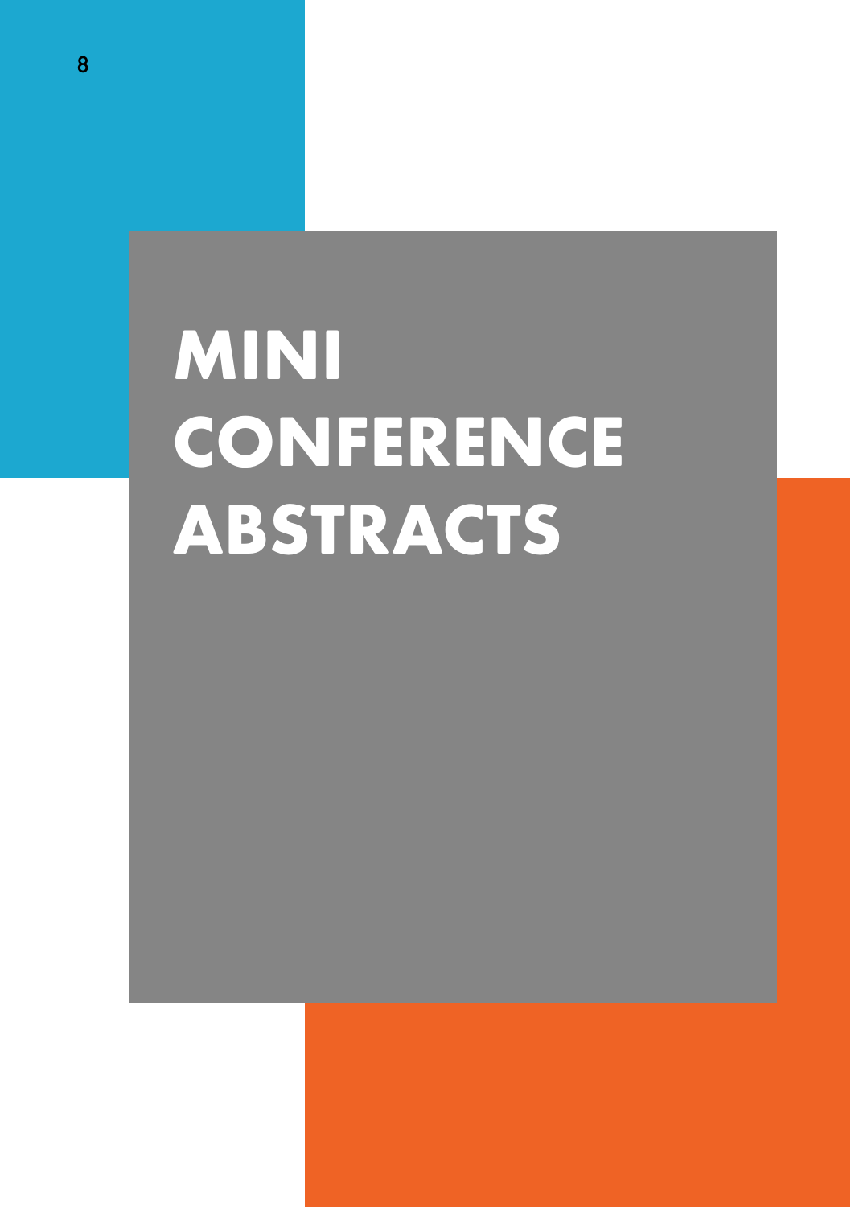# MINI CONFERENCE ABSTRACTS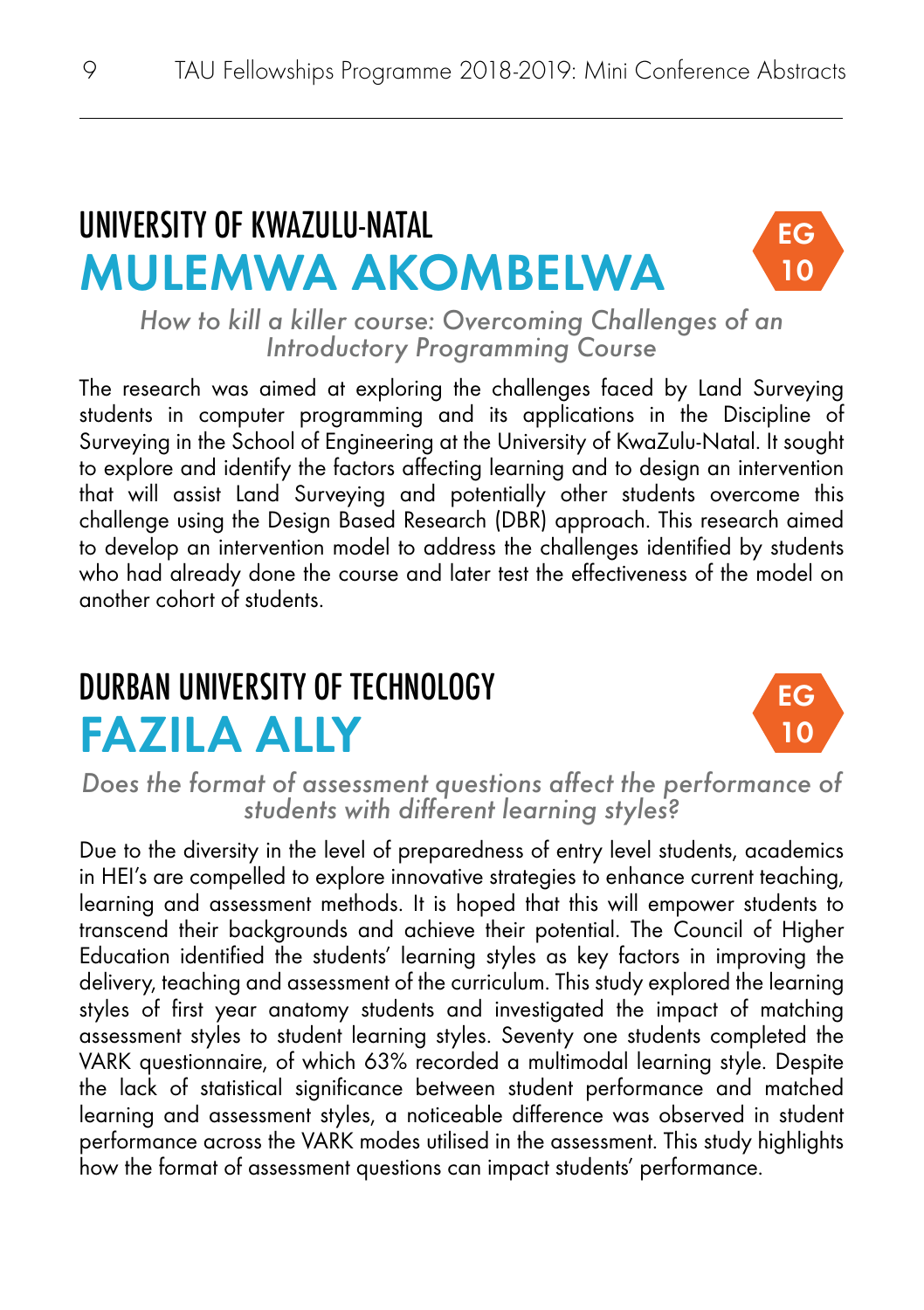## UNIVERSITY OF KWAZULU-NATAL

# MULEMWA AKOMBELWA

EG 10

*How to kill a killer course: Overcoming Challenges of an Introductory Programming Course*

The research was aimed at exploring the challenges faced by Land Surveying students in computer programming and its applications in the Discipline of Surveying in the School of Engineering at the University of KwaZulu-Natal. It sought to explore and identify the factors affecting learning and to design an intervention that will assist Land Surveying and potentially other students overcome this challenge using the Design Based Research (DBR) approach. This research aimed to develop an intervention model to address the challenges identified by students who had already done the course and later test the effectiveness of the model on another cohort of students.

## DURBAN UNIVERSITY OF TECHNOLOGY

# FAZILA ALLY

EG 10

*Does the format of assessment questions affect the performance of students with different learning styles?*

Due to the diversity in the level of preparedness of entry level students, academics in HEI's are compelled to explore innovative strategies to enhance current teaching, learning and assessment methods. It is hoped that this will empower students to transcend their backgrounds and achieve their potential. The Council of Higher Education identified the students' learning styles as key factors in improving the delivery, teaching and assessment of the curriculum. This study explored the learning styles of first year anatomy students and investigated the impact of matching assessment styles to student learning styles. Seventy one students completed the VARK questionnaire, of which 63% recorded a multimodal learning style. Despite the lack of statistical significance between student performance and matched learning and assessment styles, a noticeable difference was observed in student performance across the VARK modes utilised in the assessment. This study highlights how the format of assessment questions can impact students' performance.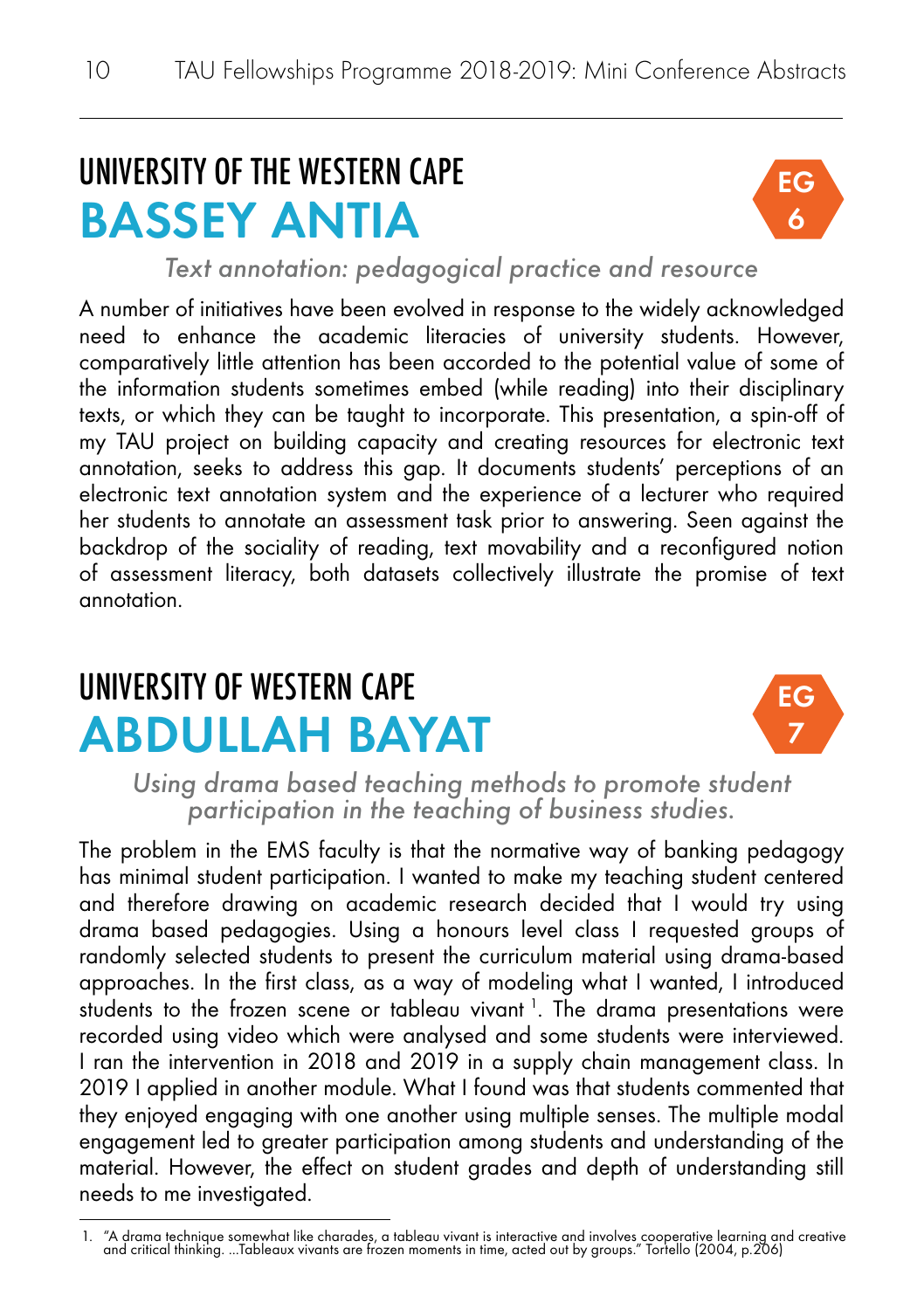## UNIVERSITY OF THE WESTERN CAPE

# BASSEY ANTIA

EG 6

*Text annotation: pedagogical practice and resource*

A number of initiatives have been evolved in response to the widely acknowledged need to enhance the academic literacies of university students. However, comparatively little attention has been accorded to the potential value of some of the information students sometimes embed (while reading) into their disciplinary texts, or which they can be taught to incorporate. This presentation, a spin-off of my TAU project on building capacity and creating resources for electronic text annotation, seeks to address this gap. It documents students' perceptions of an electronic text annotation system and the experience of a lecturer who required her students to annotate an assessment task prior to answering. Seen against the backdrop of the sociality of reading, text movability and a reconfigured notion of assessment literacy, both datasets collectively illustrate the promise of text annotation.

## UNIVERSITY OF WESTERN CAPE

# ABDULLAH BAYAT

EG 7

*Using drama based teaching methods to promote student participation in the teaching of business studies.*

The problem in the EMS faculty is that the normative way of banking pedagogy has minimal student participation. I wanted to make my teaching student centered and therefore drawing on academic research decided that I would try using drama based pedagogies. Using a honours level class I requested groups of randomly selected students to present the curriculum material using drama-based approaches. In the first class, as a way of modeling what I wanted, I introduced students to the frozen scene or tableau vivant [1]. The drama presentations were recorded using video which were analysed and some students were interviewed. I ran the intervention in 2018 and 2019 in a supply chain management class. In 2019 I applied in another module. What I found was that students commented that they enjoyed engaging with one another using multiple senses. The multiple modal engagement led to greater participation among students and understanding of the material. However, the effect on student grades and depth of understanding still needs to me investigated.

---

1. "A drama technique somewhat like charades, a tableau vivant is interactive and involves cooperative learning and creative and critical thinking. ...Tableaux vivants are frozen moments in time, acted out by groups." Tortello (2004, p.206)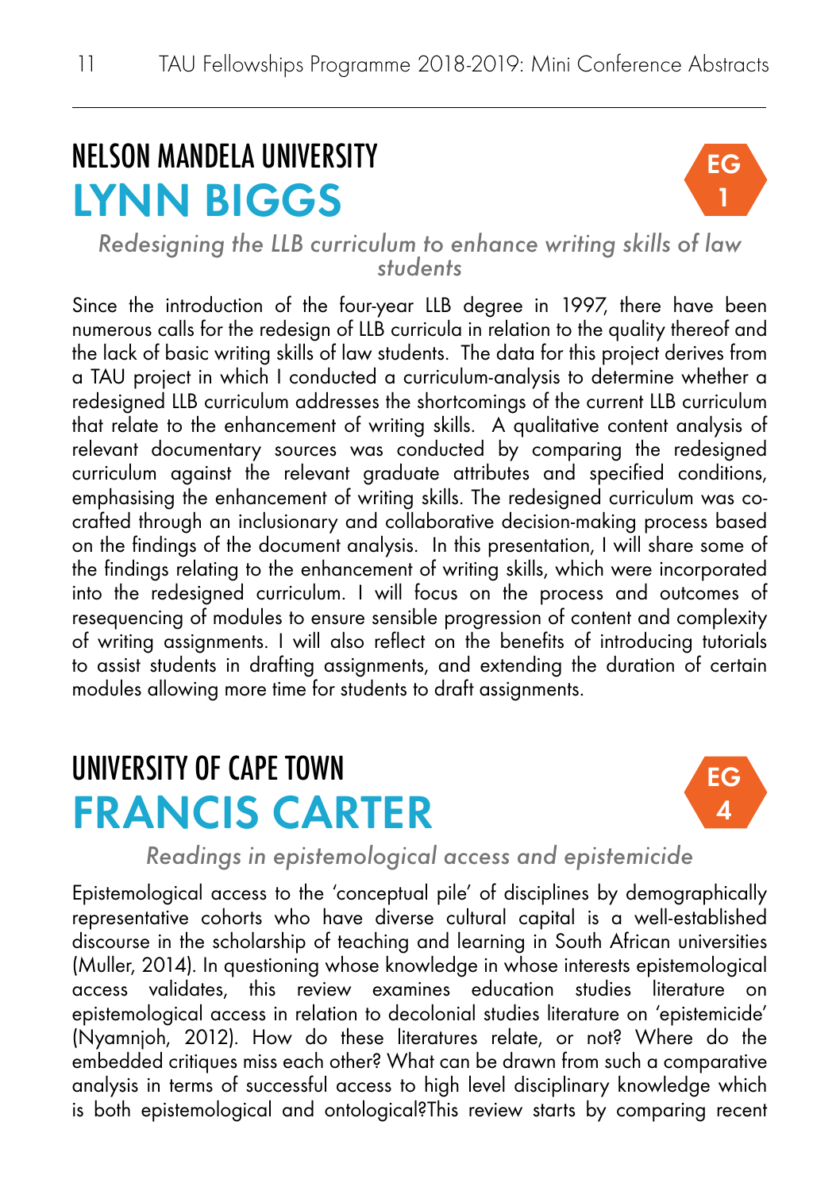## NELSON MANDELA UNIVERSITY

# LYNN BIGGS

EG 1

*Redesigning the LLB curriculum to enhance writing skills of law students*

Since the introduction of the four-year LLB degree in 1997, there have been numerous calls for the redesign of LLB curricula in relation to the quality thereof and the lack of basic writing skills of law students. The data for this project derives from a TAU project in which I conducted a curriculum-analysis to determine whether a redesigned LLB curriculum addresses the shortcomings of the current LLB curriculum that relate to the enhancement of writing skills. A qualitative content analysis of relevant documentary sources was conducted by comparing the redesigned curriculum against the relevant graduate attributes and specified conditions, emphasising the enhancement of writing skills. The redesigned curriculum was co-crafted through an inclusionary and collaborative decision-making process based on the findings of the document analysis. In this presentation, I will share some of the findings relating to the enhancement of writing skills, which were incorporated into the redesigned curriculum. I will focus on the process and outcomes of resequencing of modules to ensure sensible progression of content and complexity of writing assignments. I will also reflect on the benefits of introducing tutorials to assist students in drafting assignments, and extending the duration of certain modules allowing more time for students to draft assignments.

## UNIVERSITY OF CAPE TOWN

# FRANCIS CARTER

EG 4

*Readings in epistemological access and epistemicide*

Epistemological access to the 'conceptual pile' of disciplines by demographically representative cohorts who have diverse cultural capital is a well-established discourse in the scholarship of teaching and learning in South African universities (Muller, 2014). In questioning whose knowledge in whose interests epistemological access validates, this review examines education studies literature on epistemological access in relation to decolonial studies literature on 'epistemicide' (Nyamnjoh, 2012). How do these literatures relate, or not? Where do the embedded critiques miss each other? What can be drawn from such a comparative analysis in terms of successful access to high level disciplinary knowledge which is both epistemological and ontological?This review starts by comparing recent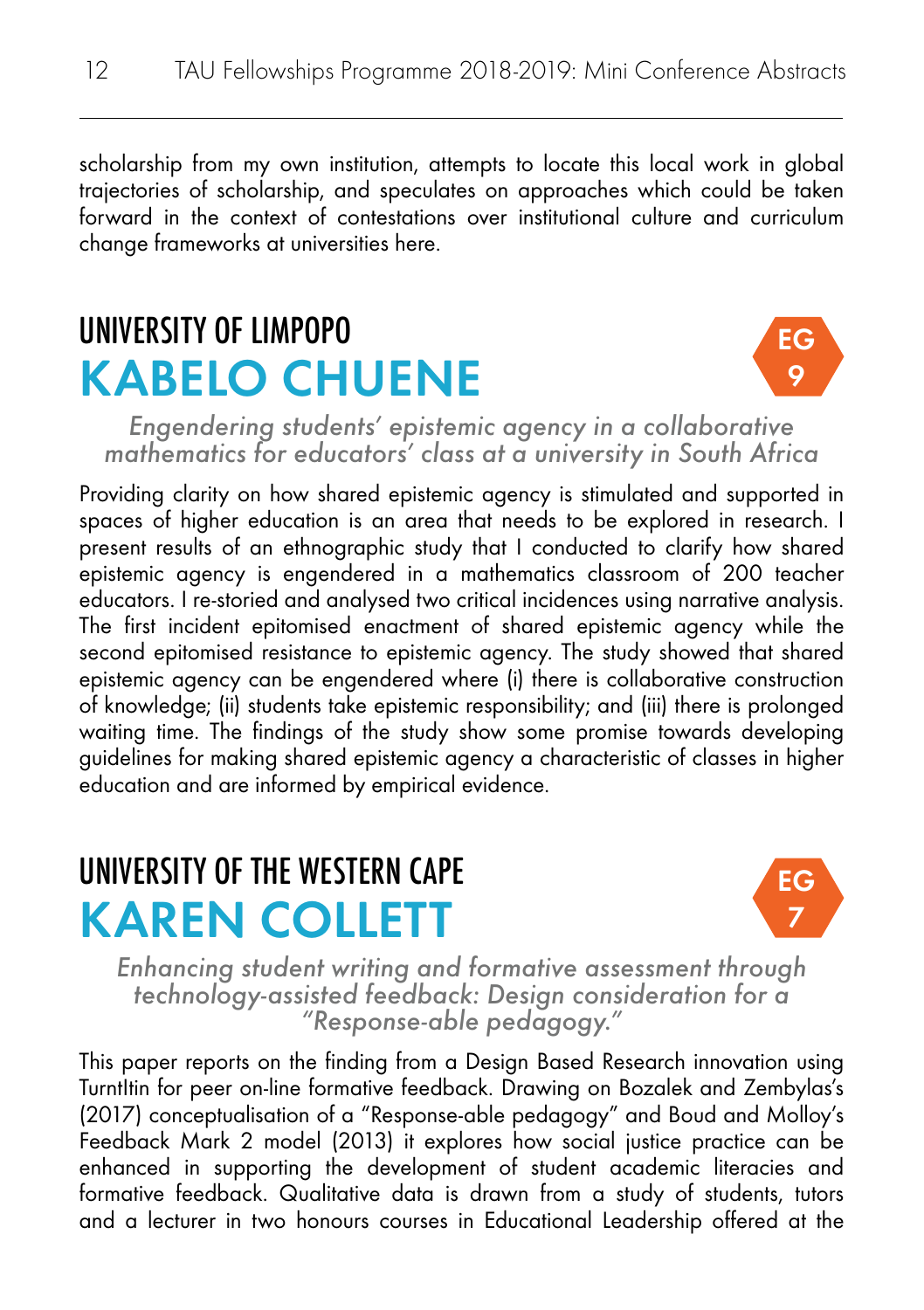scholarship from my own institution, attempts to locate this local work in global trajectories of scholarship, and speculates on approaches which could be taken forward in the context of contestations over institutional culture and curriculum change frameworks at universities here.

## UNIVERSITY OF LIMPOPO

# KABELO CHUENE

EG 9

*Engendering students' epistemic agency in a collaborative mathematics for educators' class at a university in South Africa*

Providing clarity on how shared epistemic agency is stimulated and supported in spaces of higher education is an area that needs to be explored in research. I present results of an ethnographic study that I conducted to clarify how shared epistemic agency is engendered in a mathematics classroom of 200 teacher educators. I re-storied and analysed two critical incidences using narrative analysis. The first incident epitomised enactment of shared epistemic agency while the second epitomised resistance to epistemic agency. The study showed that shared epistemic agency can be engendered where (i) there is collaborative construction of knowledge; (ii) students take epistemic responsibility; and (iii) there is prolonged waiting time. The findings of the study show some promise towards developing guidelines for making shared epistemic agency a characteristic of classes in higher education and are informed by empirical evidence.

## UNIVERSITY OF THE WESTERN CAPE

# KAREN COLLETT

EG 7

*Enhancing student writing and formative assessment through technology-assisted feedback: Design consideration for a "Response-able pedagogy."*

This paper reports on the finding from a Design Based Research innovation using TurntItin for peer on-line formative feedback. Drawing on Bozalek and Zembylas's (2017) conceptualisation of a "Response-able pedagogy" and Boud and Molloy's Feedback Mark 2 model (2013) it explores how social justice practice can be enhanced in supporting the development of student academic literacies and formative feedback. Qualitative data is drawn from a study of students, tutors and a lecturer in two honours courses in Educational Leadership offered at the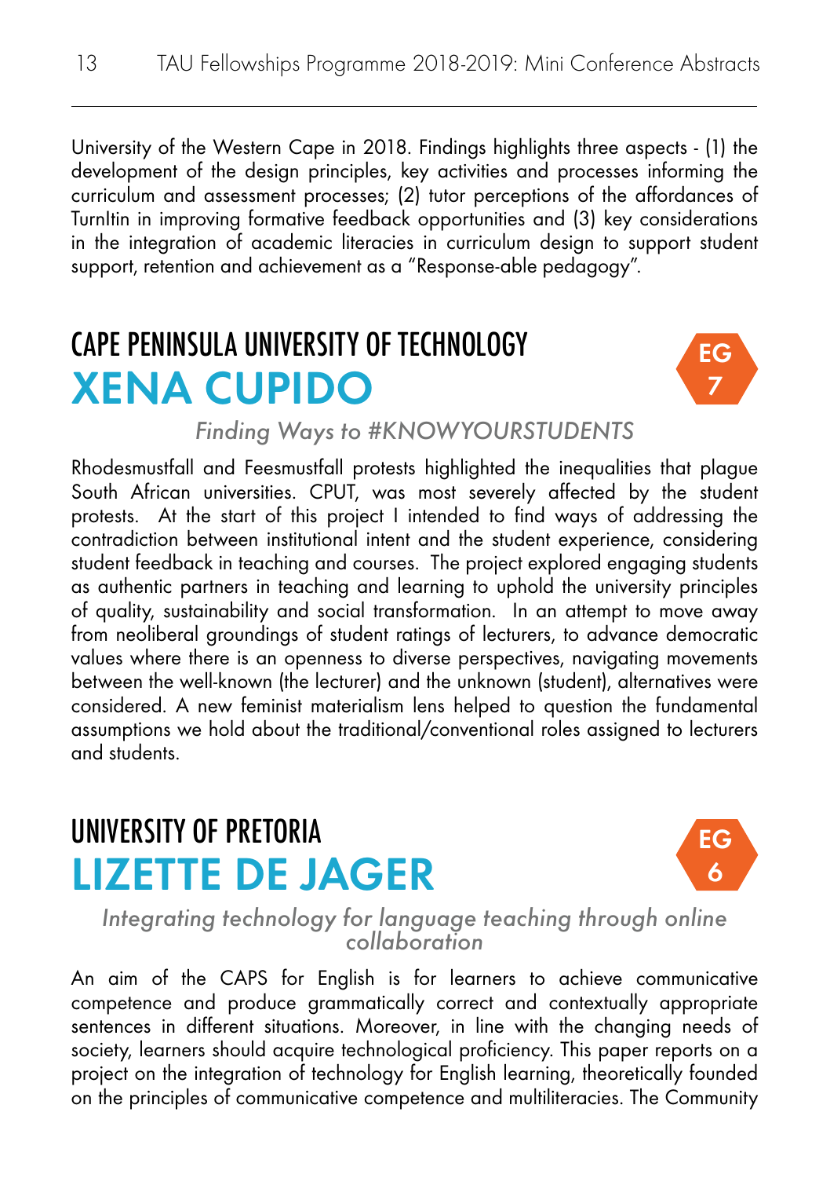University of the Western Cape in 2018. Findings highlights three aspects - (1) the development of the design principles, key activities and processes informing the curriculum and assessment processes; (2) tutor perceptions of the affordances of TurnItin in improving formative feedback opportunities and (3) key considerations in the integration of academic literacies in curriculum design to support student support, retention and achievement as a "Response-able pedagogy".

## CAPE PENINSULA UNIVERSITY OF TECHNOLOGY

## XENA CUPIDO

EG 7

*Finding Ways to #KNOWYOURSTUDENTS*

Rhodesmustfall and Feesmustfall protests highlighted the inequalities that plague South African universities. CPUT, was most severely affected by the student protests. At the start of this project I intended to find ways of addressing the contradiction between institutional intent and the student experience, considering student feedback in teaching and courses. The project explored engaging students as authentic partners in teaching and learning to uphold the university principles of quality, sustainability and social transformation. In an attempt to move away from neoliberal groundings of student ratings of lecturers, to advance democratic values where there is an openness to diverse perspectives, navigating movements between the well-known (the lecturer) and the unknown (student), alternatives were considered. A new feminist materialism lens helped to question the fundamental assumptions we hold about the traditional/conventional roles assigned to lecturers and students.

## UNIVERSITY OF PRETORIA

## LIZETTE DE JAGER

EG 6

*Integrating technology for language teaching through online collaboration*

An aim of the CAPS for English is for learners to achieve communicative competence and produce grammatically correct and contextually appropriate sentences in different situations. Moreover, in line with the changing needs of society, learners should acquire technological proficiency. This paper reports on a project on the integration of technology for English learning, theoretically founded on the principles of communicative competence and multiliteracies. The Community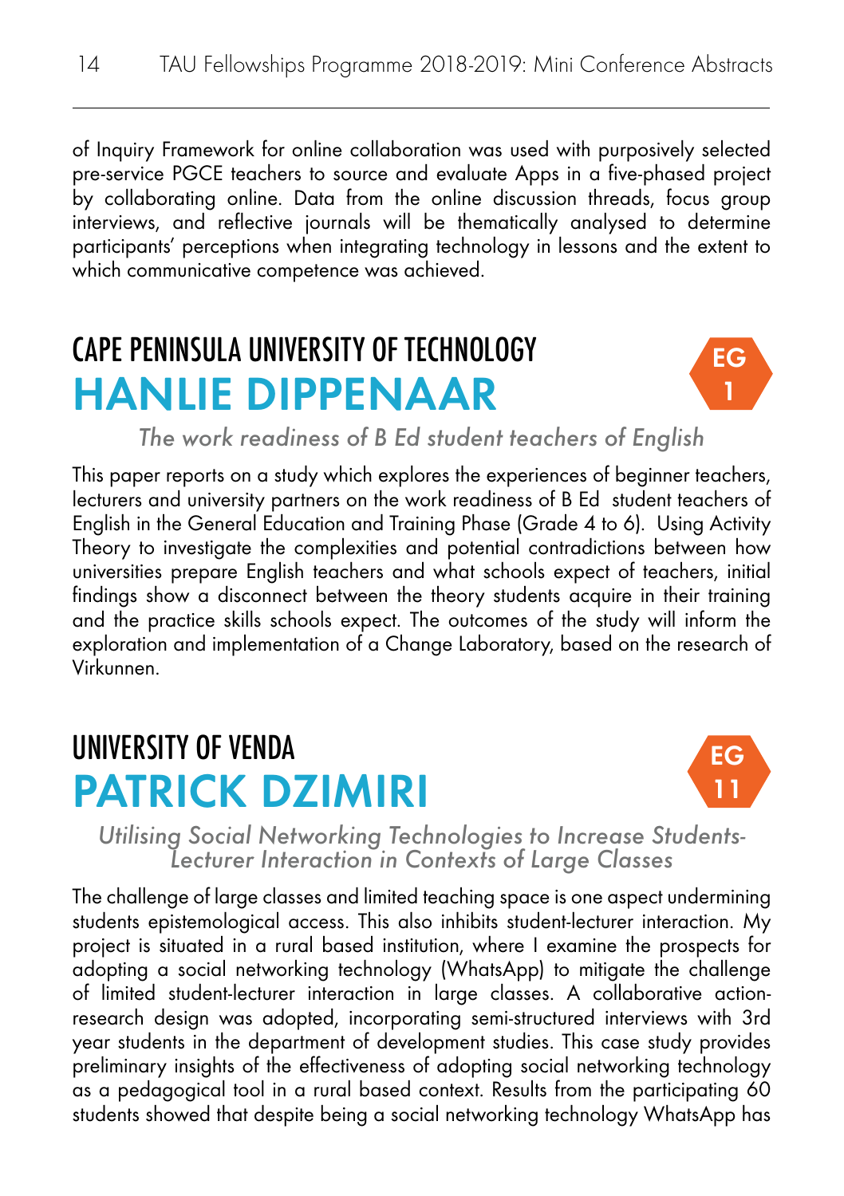of Inquiry Framework for online collaboration was used with purposively selected pre-service PGCE teachers to source and evaluate Apps in a five-phased project by collaborating online. Data from the online discussion threads, focus group interviews, and reflective journals will be thematically analysed to determine participants' perceptions when integrating technology in lessons and the extent to which communicative competence was achieved.

## CAPE PENINSULA UNIVERSITY OF TECHNOLOGY

# HANLIE DIPPENAAR

EG 1

*The work readiness of B Ed student teachers of English*

This paper reports on a study which explores the experiences of beginner teachers, lecturers and university partners on the work readiness of B Ed student teachers of English in the General Education and Training Phase (Grade 4 to 6). Using Activity Theory to investigate the complexities and potential contradictions between how universities prepare English teachers and what schools expect of teachers, initial findings show a disconnect between the theory students acquire in their training and the practice skills schools expect. The outcomes of the study will inform the exploration and implementation of a Change Laboratory, based on the research of Virkunnen.

## UNIVERSITY OF VENDA

# PATRICK DZIMIRI

EG 11

*Utilising Social Networking Technologies to Increase Students-Lecturer Interaction in Contexts of Large Classes*

The challenge of large classes and limited teaching space is one aspect undermining students epistemological access. This also inhibits student-lecturer interaction. My project is situated in a rural based institution, where I examine the prospects for adopting a social networking technology (WhatsApp) to mitigate the challenge of limited student-lecturer interaction in large classes. A collaborative action-research design was adopted, incorporating semi-structured interviews with 3rd year students in the department of development studies. This case study provides preliminary insights of the effectiveness of adopting social networking technology as a pedagogical tool in a rural based context. Results from the participating 60 students showed that despite being a social networking technology WhatsApp has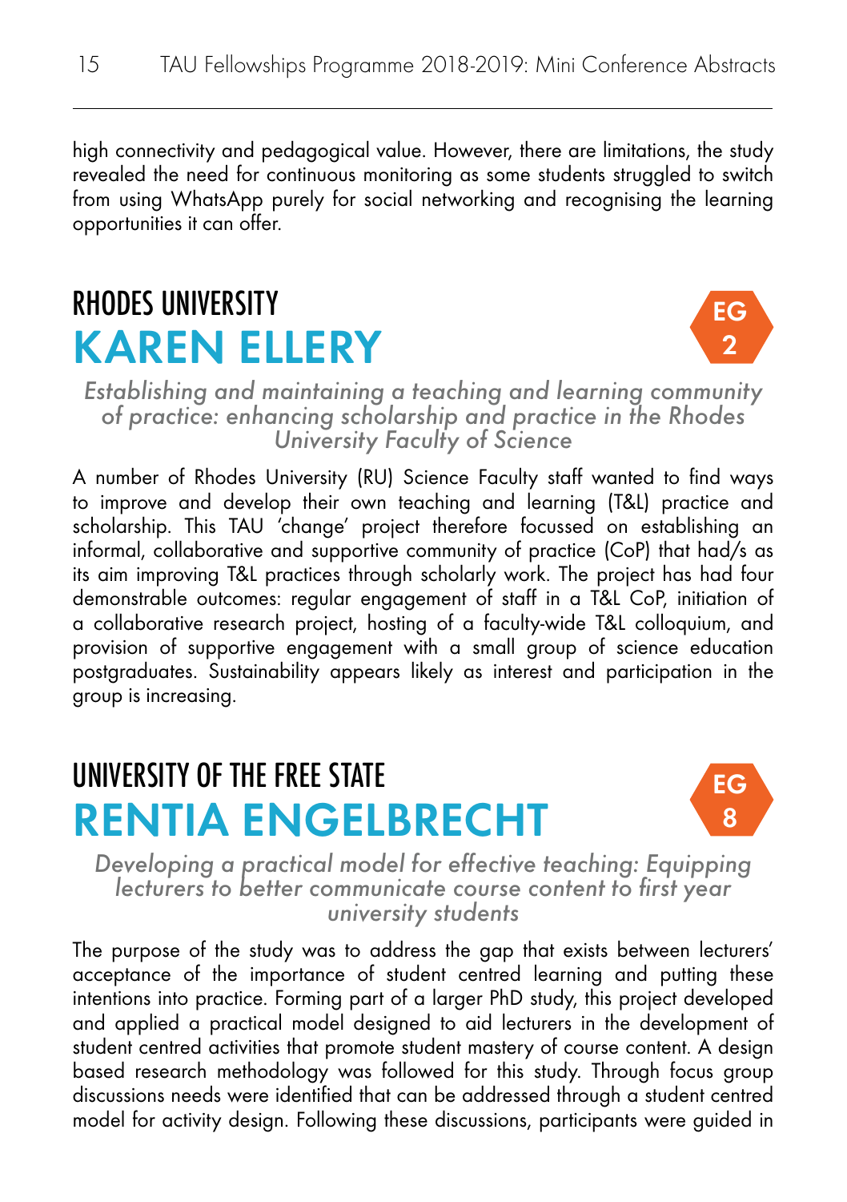high connectivity and pedagogical value. However, there are limitations, the study revealed the need for continuous monitoring as some students struggled to switch from using WhatsApp purely for social networking and recognising the learning opportunities it can offer.

## RHODES UNIVERSITY
# KAREN ELLERY

EG 2

*Establishing and maintaining a teaching and learning community of practice: enhancing scholarship and practice in the Rhodes University Faculty of Science*

A number of Rhodes University (RU) Science Faculty staff wanted to find ways to improve and develop their own teaching and learning (T&L) practice and scholarship. This TAU 'change' project therefore focussed on establishing an informal, collaborative and supportive community of practice (CoP) that had/s as its aim improving T&L practices through scholarly work. The project has had four demonstrable outcomes: regular engagement of staff in a T&L CoP, initiation of a collaborative research project, hosting of a faculty-wide T&L colloquium, and provision of supportive engagement with a small group of science education postgraduates. Sustainability appears likely as interest and participation in the group is increasing.

## UNIVERSITY OF THE FREE STATE
# RENTIA ENGELBRECHT

EG 8

*Developing a practical model for effective teaching: Equipping lecturers to better communicate course content to first year university students*

The purpose of the study was to address the gap that exists between lecturers' acceptance of the importance of student centred learning and putting these intentions into practice. Forming part of a larger PhD study, this project developed and applied a practical model designed to aid lecturers in the development of student centred activities that promote student mastery of course content. A design based research methodology was followed for this study. Through focus group discussions needs were identified that can be addressed through a student centred model for activity design. Following these discussions, participants were guided in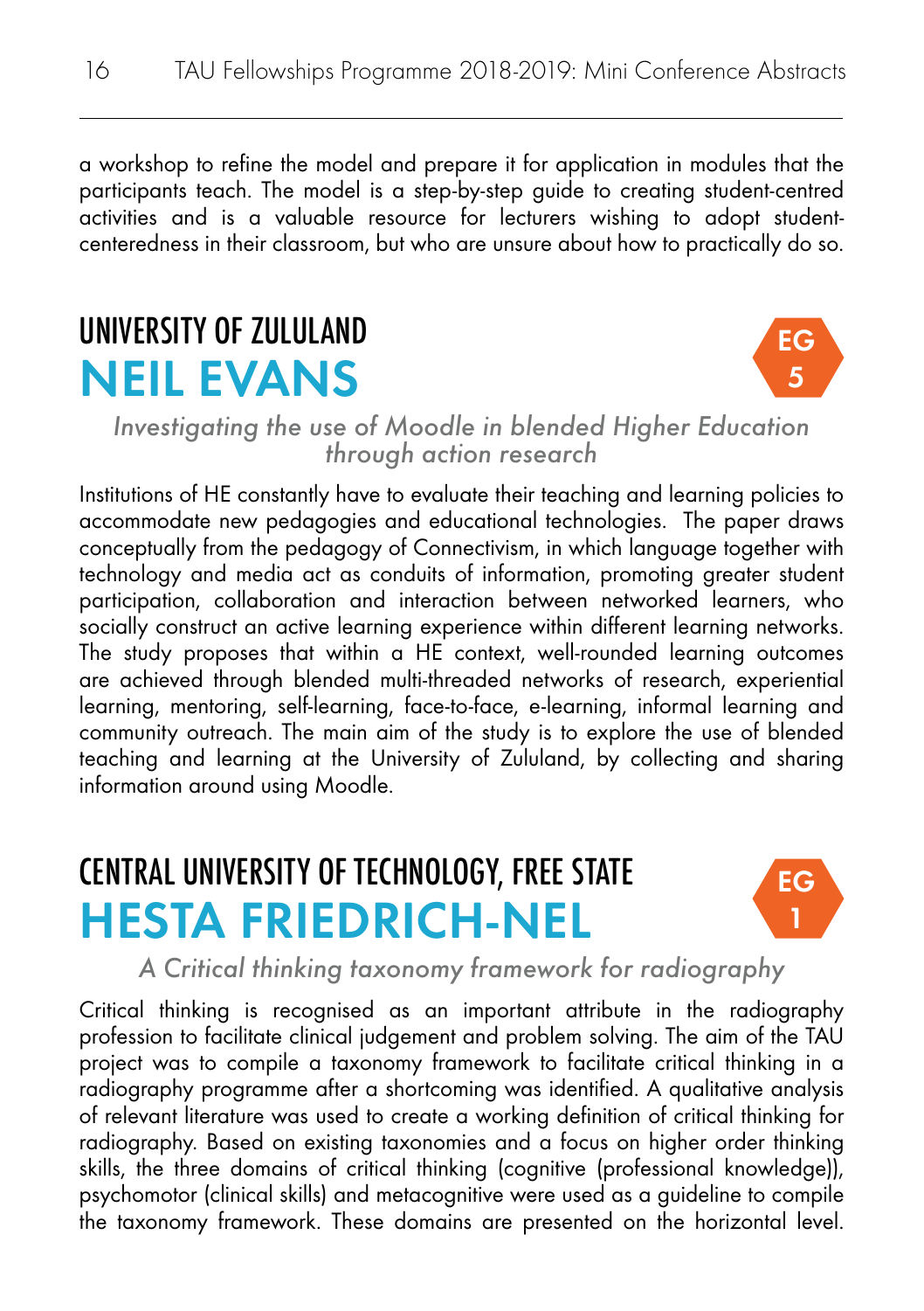a workshop to refine the model and prepare it for application in modules that the participants teach. The model is a step-by-step guide to creating student-centred activities and is a valuable resource for lecturers wishing to adopt student-centeredness in their classroom, but who are unsure about how to practically do so.

## UNIVERSITY OF ZULULAND

# NEIL EVANS

EG 5

*Investigating the use of Moodle in blended Higher Education through action research*

Institutions of HE constantly have to evaluate their teaching and learning policies to accommodate new pedagogies and educational technologies. The paper draws conceptually from the pedagogy of Connectivism, in which language together with technology and media act as conduits of information, promoting greater student participation, collaboration and interaction between networked learners, who socially construct an active learning experience within different learning networks. The study proposes that within a HE context, well-rounded learning outcomes are achieved through blended multi-threaded networks of research, experiential learning, mentoring, self-learning, face-to-face, e-learning, informal learning and community outreach. The main aim of the study is to explore the use of blended teaching and learning at the University of Zululand, by collecting and sharing information around using Moodle.

## CENTRAL UNIVERSITY OF TECHNOLOGY, FREE STATE

# HESTA FRIEDRICH-NEL

EG 1

*A Critical thinking taxonomy framework for radiography*

Critical thinking is recognised as an important attribute in the radiography profession to facilitate clinical judgement and problem solving. The aim of the TAU project was to compile a taxonomy framework to facilitate critical thinking in a radiography programme after a shortcoming was identified. A qualitative analysis of relevant literature was used to create a working definition of critical thinking for radiography. Based on existing taxonomies and a focus on higher order thinking skills, the three domains of critical thinking (cognitive (professional knowledge)), psychomotor (clinical skills) and metacognitive were used as a guideline to compile the taxonomy framework. These domains are presented on the horizontal level.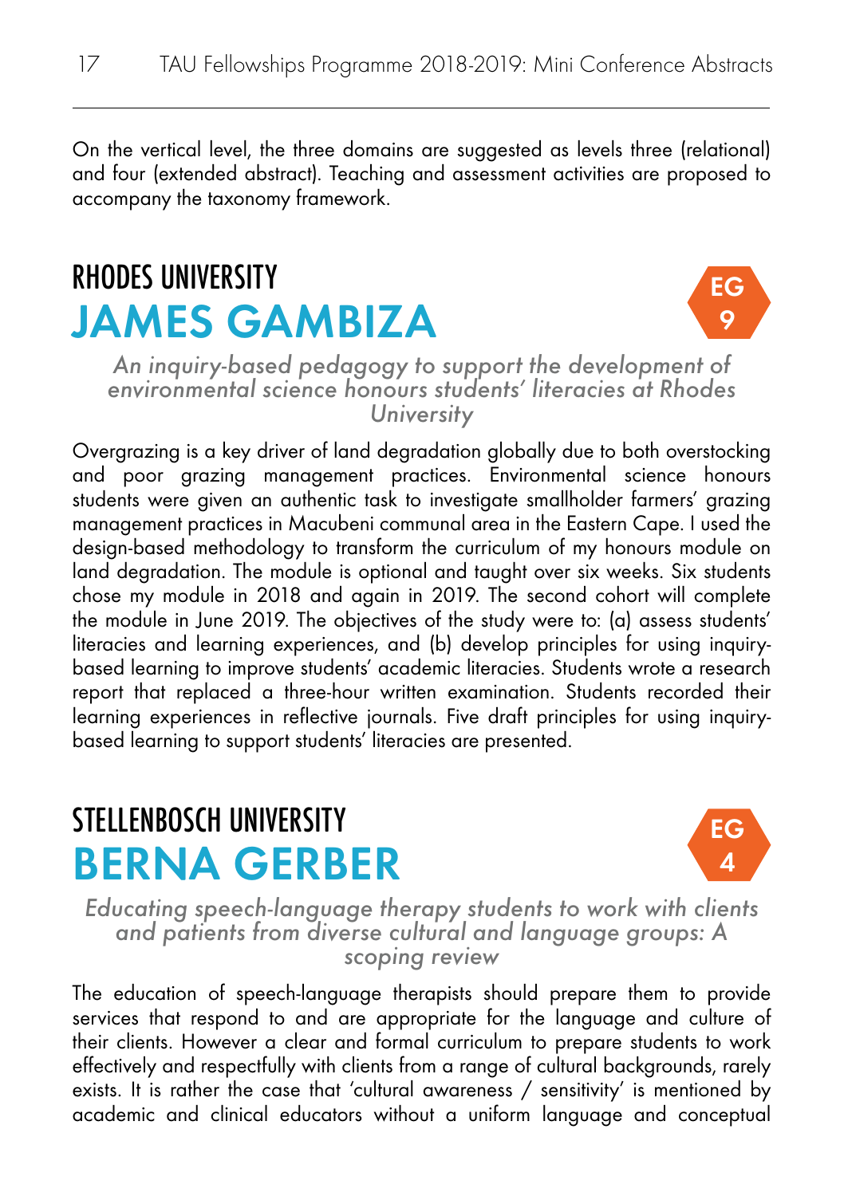On the vertical level, the three domains are suggested as levels three (relational) and four (extended abstract). Teaching and assessment activities are proposed to accompany the taxonomy framework.

## RHODES UNIVERSITY

# JAMES GAMBIZA

EG 9

*An inquiry-based pedagogy to support the development of environmental science honours students' literacies at Rhodes University*

Overgrazing is a key driver of land degradation globally due to both overstocking and poor grazing management practices. Environmental science honours students were given an authentic task to investigate smallholder farmers' grazing management practices in Macubeni communal area in the Eastern Cape. I used the design-based methodology to transform the curriculum of my honours module on land degradation. The module is optional and taught over six weeks. Six students chose my module in 2018 and again in 2019. The second cohort will complete the module in June 2019. The objectives of the study were to: (a) assess students' literacies and learning experiences, and (b) develop principles for using inquiry-based learning to improve students' academic literacies. Students wrote a research report that replaced a three-hour written examination. Students recorded their learning experiences in reflective journals. Five draft principles for using inquiry-based learning to support students' literacies are presented.

## STELLENBOSCH UNIVERSITY

# BERNA GERBER

EG 4

*Educating speech-language therapy students to work with clients and patients from diverse cultural and language groups: A scoping review*

The education of speech-language therapists should prepare them to provide services that respond to and are appropriate for the language and culture of their clients. However a clear and formal curriculum to prepare students to work effectively and respectfully with clients from a range of cultural backgrounds, rarely exists. It is rather the case that 'cultural awareness / sensitivity' is mentioned by academic and clinical educators without a uniform language and conceptual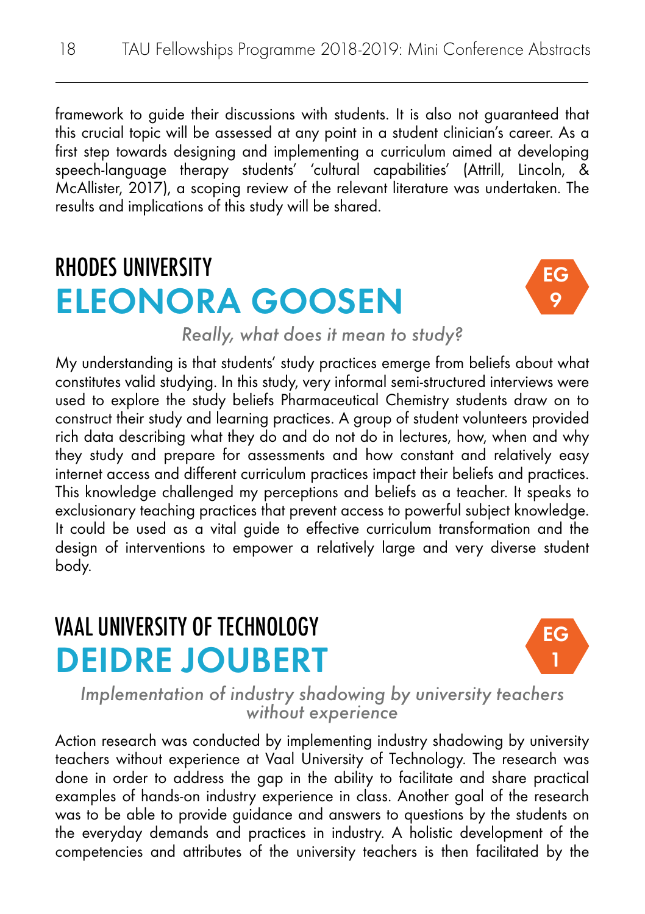framework to guide their discussions with students. It is also not guaranteed that this crucial topic will be assessed at any point in a student clinician's career. As a first step towards designing and implementing a curriculum aimed at developing speech-language therapy students' 'cultural capabilities' (Attrill, Lincoln, & McAllister, 2017), a scoping review of the relevant literature was undertaken. The results and implications of this study will be shared.

## RHODES UNIVERSITY

# ELEONORA GOOSEN

EG 9

*Really, what does it mean to study?*

My understanding is that students' study practices emerge from beliefs about what constitutes valid studying. In this study, very informal semi-structured interviews were used to explore the study beliefs Pharmaceutical Chemistry students draw on to construct their study and learning practices. A group of student volunteers provided rich data describing what they do and do not do in lectures, how, when and why they study and prepare for assessments and how constant and relatively easy internet access and different curriculum practices impact their beliefs and practices. This knowledge challenged my perceptions and beliefs as a teacher. It speaks to exclusionary teaching practices that prevent access to powerful subject knowledge. It could be used as a vital guide to effective curriculum transformation and the design of interventions to empower a relatively large and very diverse student body.

## VAAL UNIVERSITY OF TECHNOLOGY

# DEIDRE JOUBERT

EG 1

*Implementation of industry shadowing by university teachers without experience*

Action research was conducted by implementing industry shadowing by university teachers without experience at Vaal University of Technology. The research was done in order to address the gap in the ability to facilitate and share practical examples of hands-on industry experience in class. Another goal of the research was to be able to provide guidance and answers to questions by the students on the everyday demands and practices in industry. A holistic development of the competencies and attributes of the university teachers is then facilitated by the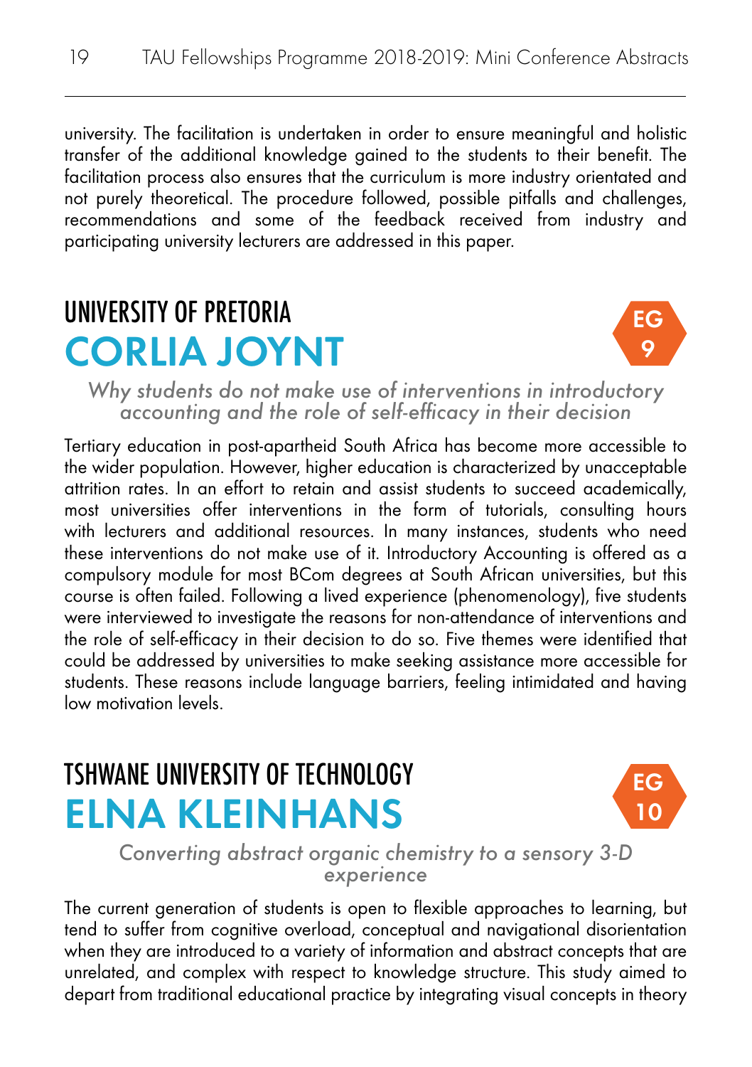university. The facilitation is undertaken in order to ensure meaningful and holistic transfer of the additional knowledge gained to the students to their benefit. The facilitation process also ensures that the curriculum is more industry orientated and not purely theoretical. The procedure followed, possible pitfalls and challenges, recommendations and some of the feedback received from industry and participating university lecturers are addressed in this paper.

## UNIVERSITY OF PRETORIA

# CORLIA JOYNT

EG 9

*Why students do not make use of interventions in introductory accounting and the role of self-efficacy in their decision*

Tertiary education in post-apartheid South Africa has become more accessible to the wider population. However, higher education is characterized by unacceptable attrition rates. In an effort to retain and assist students to succeed academically, most universities offer interventions in the form of tutorials, consulting hours with lecturers and additional resources. In many instances, students who need these interventions do not make use of it. Introductory Accounting is offered as a compulsory module for most BCom degrees at South African universities, but this course is often failed. Following a lived experience (phenomenology), five students were interviewed to investigate the reasons for non-attendance of interventions and the role of self-efficacy in their decision to do so. Five themes were identified that could be addressed by universities to make seeking assistance more accessible for students. These reasons include language barriers, feeling intimidated and having low motivation levels.

## TSHWANE UNIVERSITY OF TECHNOLOGY

# ELNA KLEINHANS

EG 10

*Converting abstract organic chemistry to a sensory 3-D experience*

The current generation of students is open to flexible approaches to learning, but tend to suffer from cognitive overload, conceptual and navigational disorientation when they are introduced to a variety of information and abstract concepts that are unrelated, and complex with respect to knowledge structure. This study aimed to depart from traditional educational practice by integrating visual concepts in theory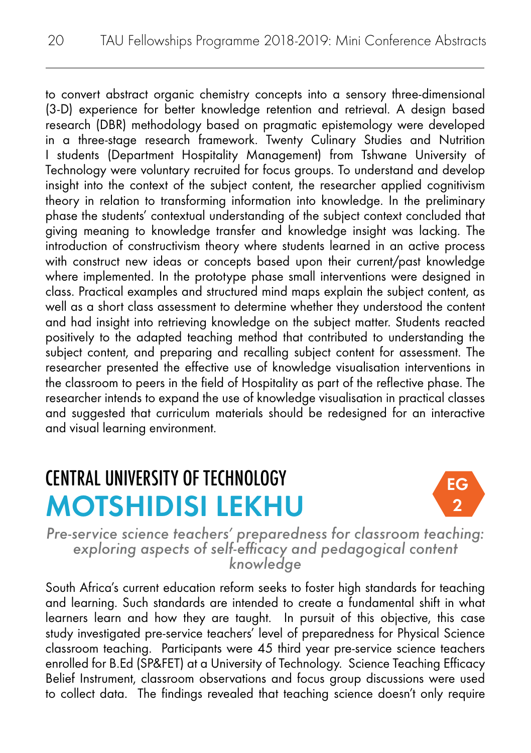to convert abstract organic chemistry concepts into a sensory three-dimensional (3-D) experience for better knowledge retention and retrieval. A design based research (DBR) methodology based on pragmatic epistemology were developed in a three-stage research framework. Twenty Culinary Studies and Nutrition I students (Department Hospitality Management) from Tshwane University of Technology were voluntary recruited for focus groups. To understand and develop insight into the context of the subject content, the researcher applied cognitivism theory in relation to transforming information into knowledge. In the preliminary phase the students' contextual understanding of the subject context concluded that giving meaning to knowledge transfer and knowledge insight was lacking. The introduction of constructivism theory where students learned in an active process with construct new ideas or concepts based upon their current/past knowledge where implemented. In the prototype phase small interventions were designed in class. Practical examples and structured mind maps explain the subject content, as well as a short class assessment to determine whether they understood the content and had insight into retrieving knowledge on the subject matter. Students reacted positively to the adapted teaching method that contributed to understanding the subject content, and preparing and recalling subject content for assessment. The researcher presented the effective use of knowledge visualisation interventions in the classroom to peers in the field of Hospitality as part of the reflective phase. The researcher intends to expand the use of knowledge visualisation in practical classes and suggested that curriculum materials should be redesigned for an interactive and visual learning environment.

## CENTRAL UNIVERSITY OF TECHNOLOGY

# MOTSHIDISI LEKHU

EG 2

*Pre-service science teachers' preparedness for classroom teaching: exploring aspects of self-efficacy and pedagogical content knowledge*

South Africa's current education reform seeks to foster high standards for teaching and learning. Such standards are intended to create a fundamental shift in what learners learn and how they are taught. In pursuit of this objective, this case study investigated pre-service teachers' level of preparedness for Physical Science classroom teaching. Participants were 45 third year pre-service science teachers enrolled for B.Ed (SP&FET) at a University of Technology. Science Teaching Efficacy Belief Instrument, classroom observations and focus group discussions were used to collect data. The findings revealed that teaching science doesn't only require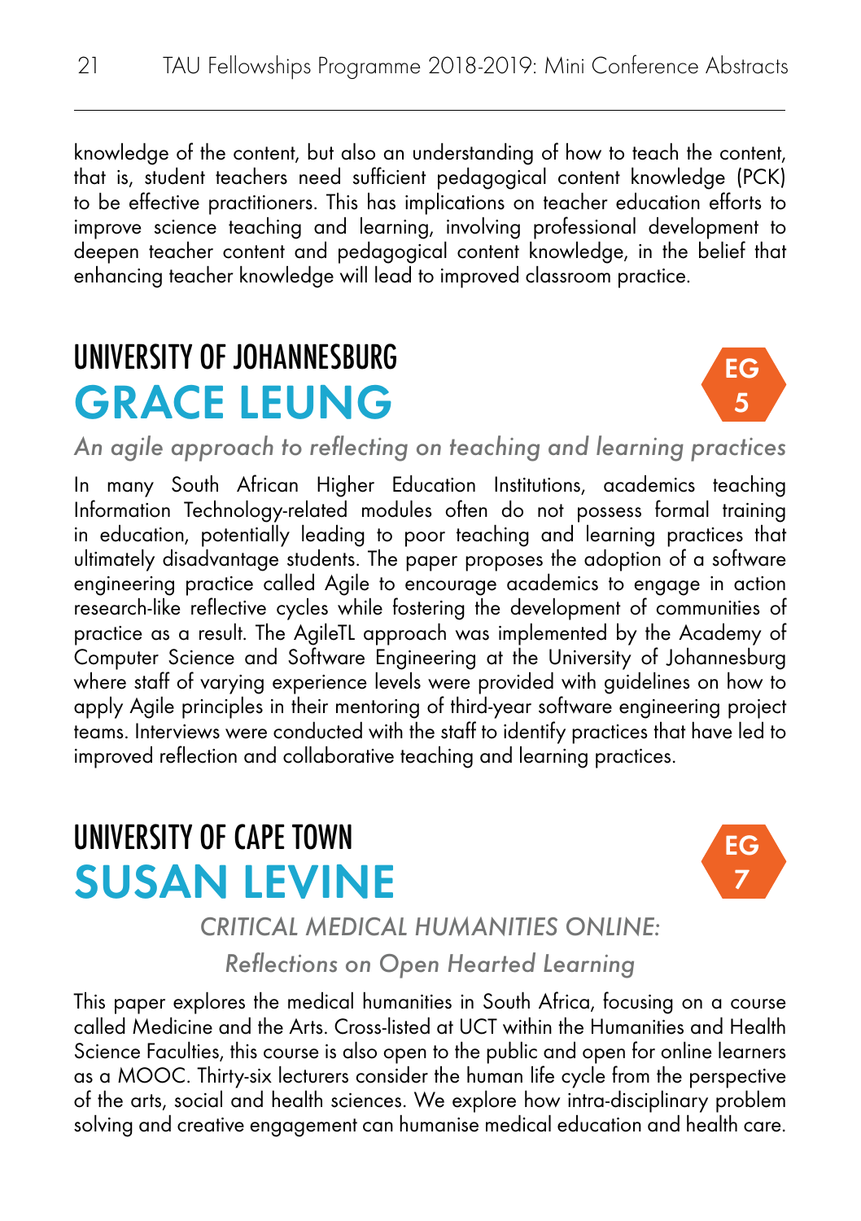knowledge of the content, but also an understanding of how to teach the content, that is, student teachers need sufficient pedagogical content knowledge (PCK) to be effective practitioners. This has implications on teacher education efforts to improve science teaching and learning, involving professional development to deepen teacher content and pedagogical content knowledge, in the belief that enhancing teacher knowledge will lead to improved classroom practice.

## UNIVERSITY OF JOHANNESBURG

# GRACE LEUNG

EG 5

*An agile approach to reflecting on teaching and learning practices*

In many South African Higher Education Institutions, academics teaching Information Technology-related modules often do not possess formal training in education, potentially leading to poor teaching and learning practices that ultimately disadvantage students. The paper proposes the adoption of a software engineering practice called Agile to encourage academics to engage in action research-like reflective cycles while fostering the development of communities of practice as a result. The AgileTL approach was implemented by the Academy of Computer Science and Software Engineering at the University of Johannesburg where staff of varying experience levels were provided with guidelines on how to apply Agile principles in their mentoring of third-year software engineering project teams. Interviews were conducted with the staff to identify practices that have led to improved reflection and collaborative teaching and learning practices.

## UNIVERSITY OF CAPE TOWN

# SUSAN LEVINE

EG 7

*CRITICAL MEDICAL HUMANITIES ONLINE:*

*Reflections on Open Hearted Learning*

This paper explores the medical humanities in South Africa, focusing on a course called Medicine and the Arts. Cross-listed at UCT within the Humanities and Health Science Faculties, this course is also open to the public and open for online learners as a MOOC. Thirty-six lecturers consider the human life cycle from the perspective of the arts, social and health sciences. We explore how intra-disciplinary problem solving and creative engagement can humanise medical education and health care.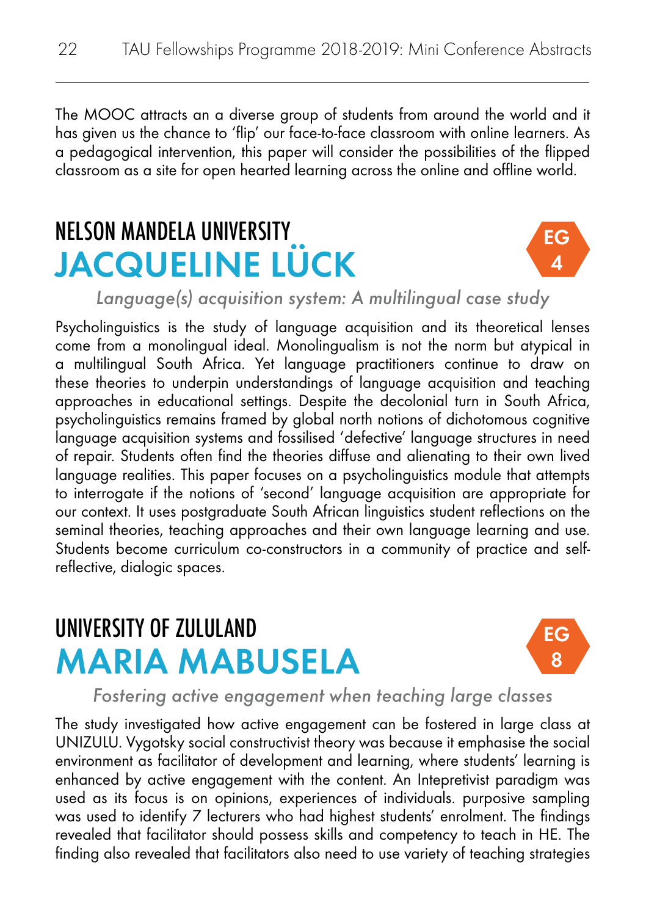The MOOC attracts an a diverse group of students from around the world and it has given us the chance to 'flip' our face-to-face classroom with online learners. As a pedagogical intervention, this paper will consider the possibilities of the flipped classroom as a site for open hearted learning across the online and offline world.

## NELSON MANDELA UNIVERSITY
# JACQUELINE LÜCK

EG 4

*Language(s) acquisition system: A multilingual case study*

Psycholinguistics is the study of language acquisition and its theoretical lenses come from a monolingual ideal. Monolingualism is not the norm but atypical in a multilingual South Africa. Yet language practitioners continue to draw on these theories to underpin understandings of language acquisition and teaching approaches in educational settings. Despite the decolonial turn in South Africa, psycholinguistics remains framed by global north notions of dichotomous cognitive language acquisition systems and fossilised 'defective' language structures in need of repair. Students often find the theories diffuse and alienating to their own lived language realities. This paper focuses on a psycholinguistics module that attempts to interrogate if the notions of 'second' language acquisition are appropriate for our context. It uses postgraduate South African linguistics student reflections on the seminal theories, teaching approaches and their own language learning and use. Students become curriculum co-constructors in a community of practice and self-reflective, dialogic spaces.

## UNIVERSITY OF ZULULAND
# MARIA MABUSELA

EG 8

*Fostering active engagement when teaching large classes*

The study investigated how active engagement can be fostered in large class at UNIZULU. Vygotsky social constructivist theory was because it emphasise the social environment as facilitator of development and learning, where students' learning is enhanced by active engagement with the content. An Intepretivist paradigm was used as its focus is on opinions, experiences of individuals. purposive sampling was used to identify 7 lecturers who had highest students' enrolment. The findings revealed that facilitator should possess skills and competency to teach in HE. The finding also revealed that facilitators also need to use variety of teaching strategies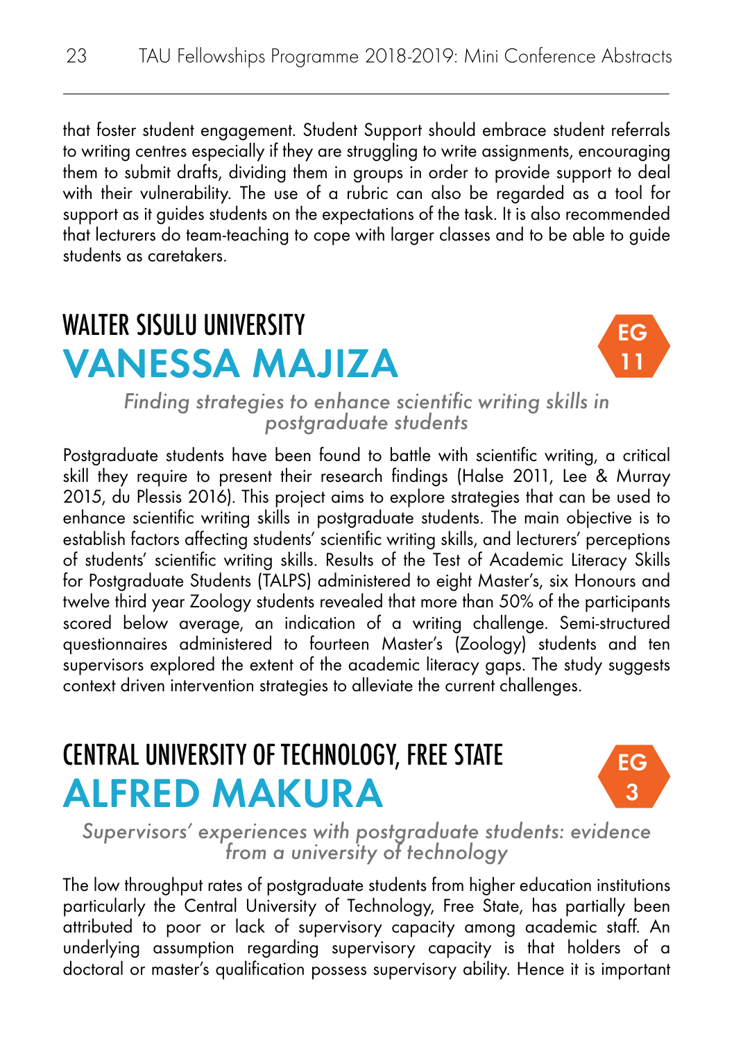that foster student engagement. Student Support should embrace student referrals to writing centres especially if they are struggling to write assignments, encouraging them to submit drafts, dividing them in groups in order to provide support to deal with their vulnerability. The use of a rubric can also be regarded as a tool for support as it guides students on the expectations of the task. It is also recommended that lecturers do team-teaching to cope with larger classes and to be able to guide students as caretakers.

## WALTER SISULU UNIVERSITY
# VANESSA MAJIZA

EG 11

*Finding strategies to enhance scientific writing skills in postgraduate students*

Postgraduate students have been found to battle with scientific writing, a critical skill they require to present their research findings (Halse 2011, Lee & Murray 2015, du Plessis 2016). This project aims to explore strategies that can be used to enhance scientific writing skills in postgraduate students. The main objective is to establish factors affecting students' scientific writing skills, and lecturers' perceptions of students' scientific writing skills. Results of the Test of Academic Literacy Skills for Postgraduate Students (TALPS) administered to eight Master's, six Honours and twelve third year Zoology students revealed that more than 50% of the participants scored below average, an indication of a writing challenge. Semi-structured questionnaires administered to fourteen Master's (Zoology) students and ten supervisors explored the extent of the academic literacy gaps. The study suggests context driven intervention strategies to alleviate the current challenges.

## CENTRAL UNIVERSITY OF TECHNOLOGY, FREE STATE
# ALFRED MAKURA

EG 3

*Supervisors' experiences with postgraduate students: evidence from a university of technology*

The low throughput rates of postgraduate students from higher education institutions particularly the Central University of Technology, Free State, has partially been attributed to poor or lack of supervisory capacity among academic staff. An underlying assumption regarding supervisory capacity is that holders of a doctoral or master's qualification possess supervisory ability. Hence it is important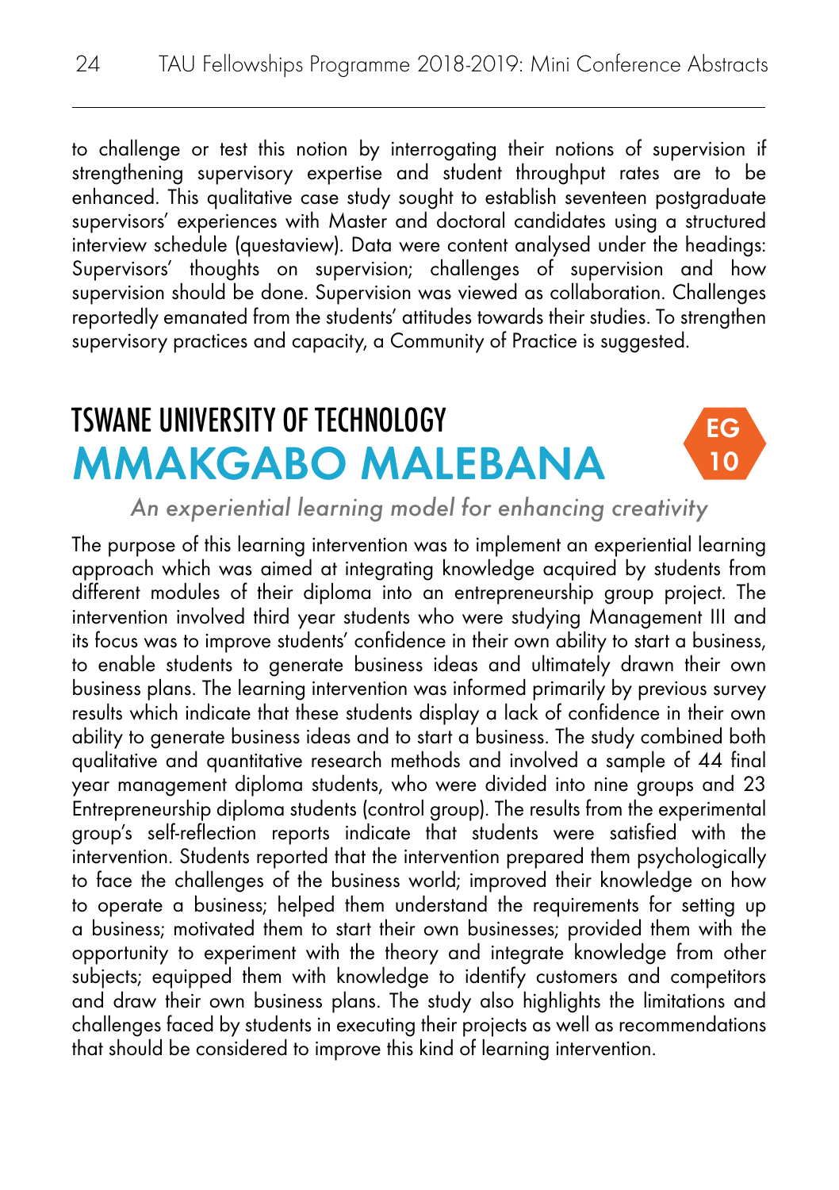to challenge or test this notion by interrogating their notions of supervision if strengthening supervisory expertise and student throughput rates are to be enhanced. This qualitative case study sought to establish seventeen postgraduate supervisors' experiences with Master and doctoral candidates using a structured interview schedule (questaview). Data were content analysed under the headings: Supervisors' thoughts on supervision; challenges of supervision and how supervision should be done. Supervision was viewed as collaboration. Challenges reportedly emanated from the students' attitudes towards their studies. To strengthen supervisory practices and capacity, a Community of Practice is suggested.

## TSWANE UNIVERSITY OF TECHNOLOGY

# MMAKGABO MALEBANA

EG 10

*An experiential learning model for enhancing creativity*

The purpose of this learning intervention was to implement an experiential learning approach which was aimed at integrating knowledge acquired by students from different modules of their diploma into an entrepreneurship group project. The intervention involved third year students who were studying Management III and its focus was to improve students' confidence in their own ability to start a business, to enable students to generate business ideas and ultimately drawn their own business plans. The learning intervention was informed primarily by previous survey results which indicate that these students display a lack of confidence in their own ability to generate business ideas and to start a business. The study combined both qualitative and quantitative research methods and involved a sample of 44 final year management diploma students, who were divided into nine groups and 23 Entrepreneurship diploma students (control group). The results from the experimental group's self-reflection reports indicate that students were satisfied with the intervention. Students reported that the intervention prepared them psychologically to face the challenges of the business world; improved their knowledge on how to operate a business; helped them understand the requirements for setting up a business; motivated them to start their own businesses; provided them with the opportunity to experiment with the theory and integrate knowledge from other subjects; equipped them with knowledge to identify customers and competitors and draw their own business plans. The study also highlights the limitations and challenges faced by students in executing their projects as well as recommendations that should be considered to improve this kind of learning intervention.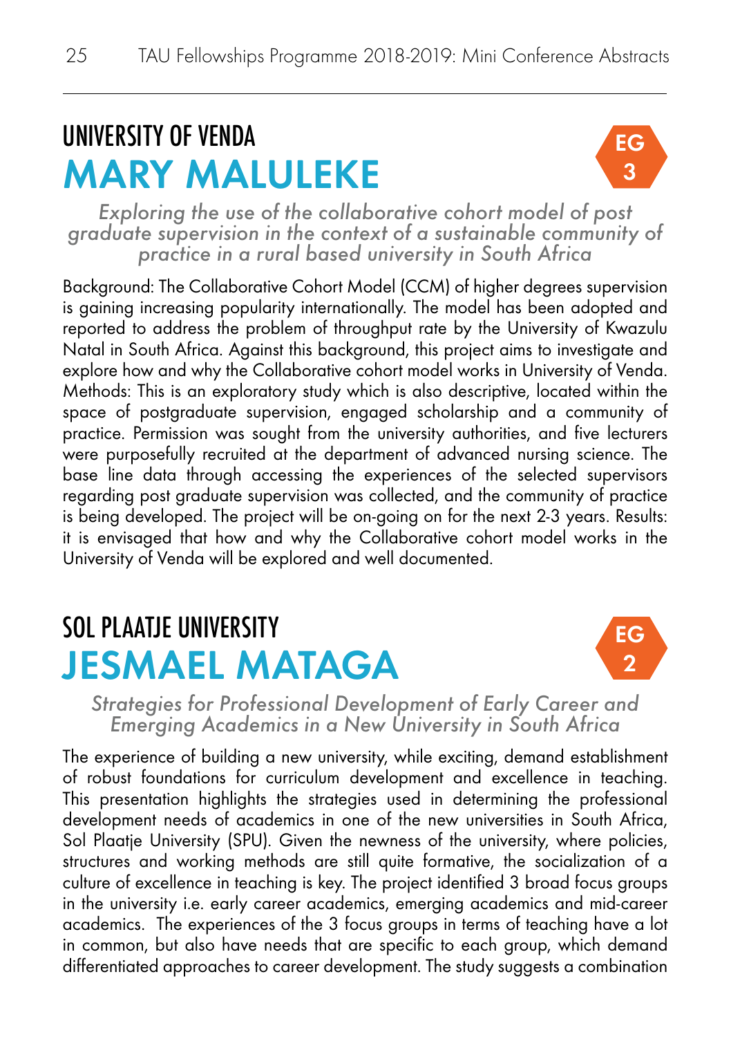## UNIVERSITY OF VENDA

# MARY MALULEKE

EG 3

*Exploring the use of the collaborative cohort model of post graduate supervision in the context of a sustainable community of practice in a rural based university in South Africa*

Background: The Collaborative Cohort Model (CCM) of higher degrees supervision is gaining increasing popularity internationally. The model has been adopted and reported to address the problem of throughput rate by the University of Kwazulu Natal in South Africa. Against this background, this project aims to investigate and explore how and why the Collaborative cohort model works in University of Venda. Methods: This is an exploratory study which is also descriptive, located within the space of postgraduate supervision, engaged scholarship and a community of practice. Permission was sought from the university authorities, and five lecturers were purposefully recruited at the department of advanced nursing science. The base line data through accessing the experiences of the selected supervisors regarding post graduate supervision was collected, and the community of practice is being developed. The project will be on-going on for the next 2-3 years. Results: it is envisaged that how and why the Collaborative cohort model works in the University of Venda will be explored and well documented.

## SOL PLAATJE UNIVERSITY

# JESMAEL MATAGA

EG 2

*Strategies for Professional Development of Early Career and Emerging Academics in a New University in South Africa*

The experience of building a new university, while exciting, demand establishment of robust foundations for curriculum development and excellence in teaching. This presentation highlights the strategies used in determining the professional development needs of academics in one of the new universities in South Africa, Sol Plaatje University (SPU). Given the newness of the university, where policies, structures and working methods are still quite formative, the socialization of a culture of excellence in teaching is key. The project identified 3 broad focus groups in the university i.e. early career academics, emerging academics and mid-career academics. The experiences of the 3 focus groups in terms of teaching have a lot in common, but also have needs that are specific to each group, which demand differentiated approaches to career development. The study suggests a combination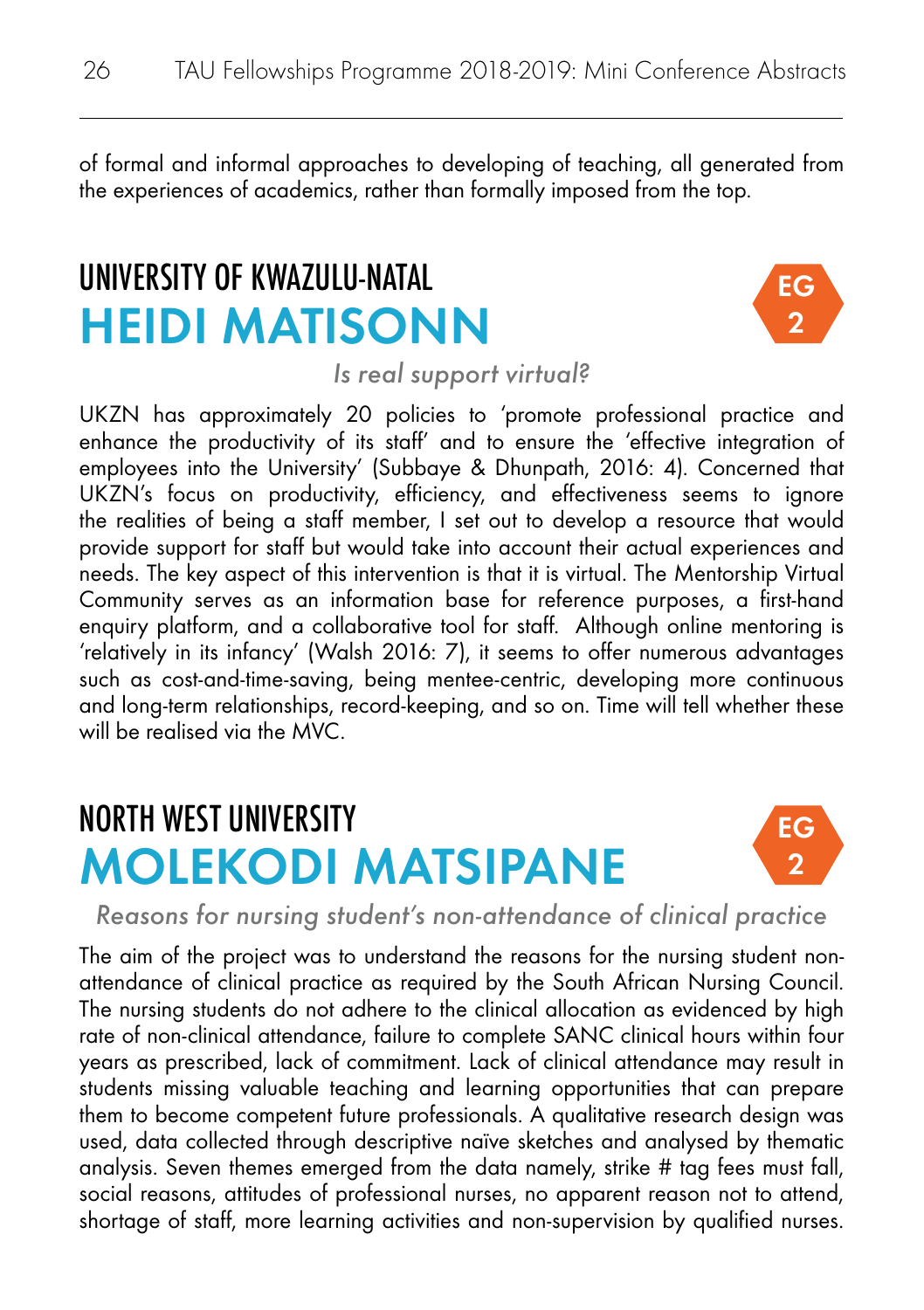of formal and informal approaches to developing of teaching, all generated from the experiences of academics, rather than formally imposed from the top.

## UNIVERSITY OF KWAZULU-NATAL

# HEIDI MATISONN

EG 2

*Is real support virtual?*

UKZN has approximately 20 policies to 'promote professional practice and enhance the productivity of its staff' and to ensure the 'effective integration of employees into the University' (Subbaye & Dhunpath, 2016: 4). Concerned that UKZN's focus on productivity, efficiency, and effectiveness seems to ignore the realities of being a staff member, I set out to develop a resource that would provide support for staff but would take into account their actual experiences and needs. The key aspect of this intervention is that it is virtual. The Mentorship Virtual Community serves as an information base for reference purposes, a first-hand enquiry platform, and a collaborative tool for staff. Although online mentoring is 'relatively in its infancy' (Walsh 2016: 7), it seems to offer numerous advantages such as cost-and-time-saving, being mentee-centric, developing more continuous and long-term relationships, record-keeping, and so on. Time will tell whether these will be realised via the MVC.

## NORTH WEST UNIVERSITY

# MOLEKODI MATSIPANE

EG 2

*Reasons for nursing student's non-attendance of clinical practice*

The aim of the project was to understand the reasons for the nursing student non-attendance of clinical practice as required by the South African Nursing Council. The nursing students do not adhere to the clinical allocation as evidenced by high rate of non-clinical attendance, failure to complete SANC clinical hours within four years as prescribed, lack of commitment. Lack of clinical attendance may result in students missing valuable teaching and learning opportunities that can prepare them to become competent future professionals. A qualitative research design was used, data collected through descriptive naïve sketches and analysed by thematic analysis. Seven themes emerged from the data namely, strike # tag fees must fall, social reasons, attitudes of professional nurses, no apparent reason not to attend, shortage of staff, more learning activities and non-supervision by qualified nurses.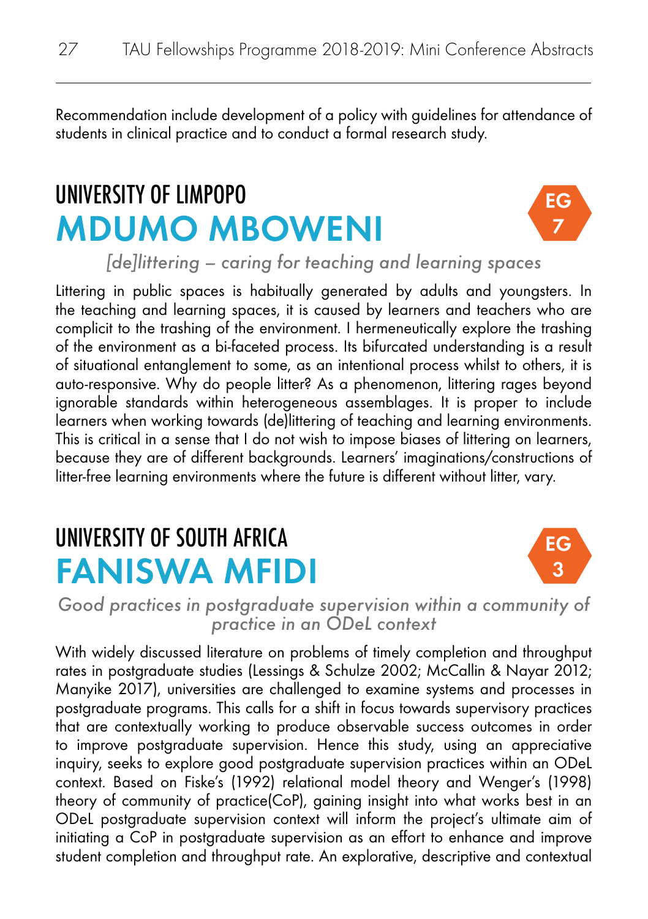Recommendation include development of a policy with guidelines for attendance of students in clinical practice and to conduct a formal research study.

## UNIVERSITY OF LIMPOPO

# MDUMO MBOWENI

EG 7

*[de]littering – caring for teaching and learning spaces*

Littering in public spaces is habitually generated by adults and youngsters. In the teaching and learning spaces, it is caused by learners and teachers who are complicit to the trashing of the environment. I hermeneutically explore the trashing of the environment as a bi-faceted process. Its bifurcated understanding is a result of situational entanglement to some, as an intentional process whilst to others, it is auto-responsive. Why do people litter? As a phenomenon, littering rages beyond ignorable standards within heterogeneous assemblages. It is proper to include learners when working towards (de)littering of teaching and learning environments. This is critical in a sense that I do not wish to impose biases of littering on learners, because they are of different backgrounds. Learners' imaginations/constructions of litter-free learning environments where the future is different without litter, vary.

## UNIVERSITY OF SOUTH AFRICA

# FANISWA MFIDI

EG 3

*Good practices in postgraduate supervision within a community of practice in an ODeL context*

With widely discussed literature on problems of timely completion and throughput rates in postgraduate studies (Lessings & Schulze 2002; McCallin & Nayar 2012; Manyike 2017), universities are challenged to examine systems and processes in postgraduate programs. This calls for a shift in focus towards supervisory practices that are contextually working to produce observable success outcomes in order to improve postgraduate supervision. Hence this study, using an appreciative inquiry, seeks to explore good postgraduate supervision practices within an ODeL context. Based on Fiske's (1992) relational model theory and Wenger's (1998) theory of community of practice(CoP), gaining insight into what works best in an ODeL postgraduate supervision context will inform the project's ultimate aim of initiating a CoP in postgraduate supervision as an effort to enhance and improve student completion and throughput rate. An explorative, descriptive and contextual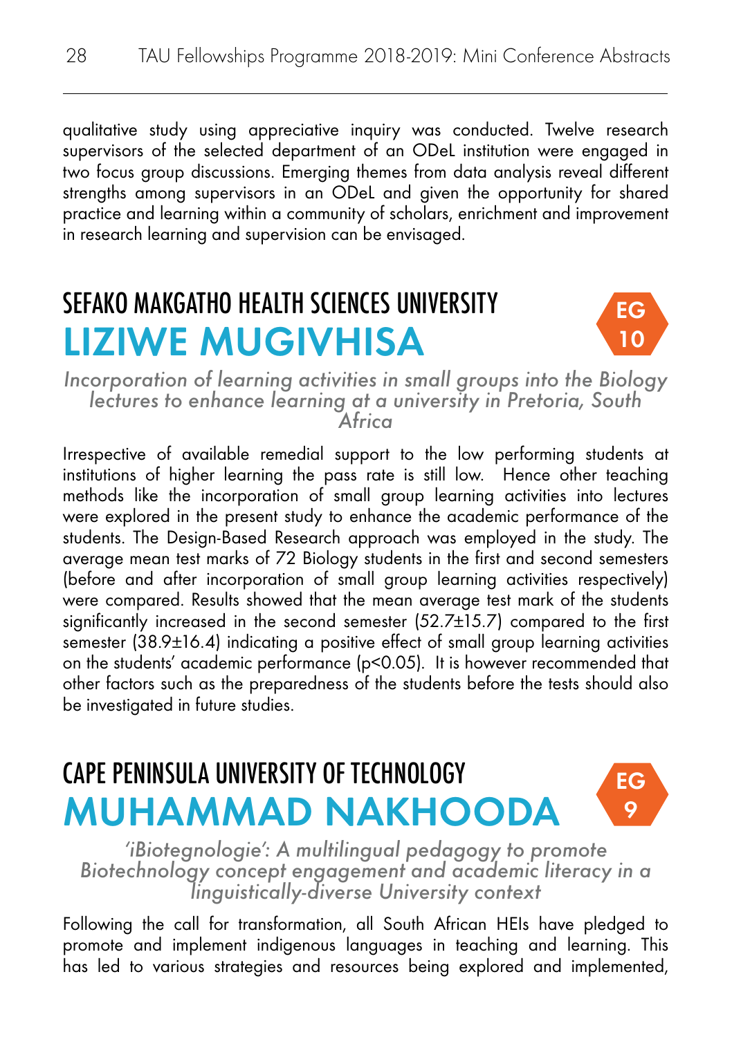qualitative study using appreciative inquiry was conducted. Twelve research supervisors of the selected department of an ODeL institution were engaged in two focus group discussions. Emerging themes from data analysis reveal different strengths among supervisors in an ODeL and given the opportunity for shared practice and learning within a community of scholars, enrichment and improvement in research learning and supervision can be envisaged.

## SEFAKO MAKGATHO HEALTH SCIENCES UNIVERSITY

# LIZIWE MUGIVHISA

EG 10

*Incorporation of learning activities in small groups into the Biology lectures to enhance learning at a university in Pretoria, South Africa*

Irrespective of available remedial support to the low performing students at institutions of higher learning the pass rate is still low. Hence other teaching methods like the incorporation of small group learning activities into lectures were explored in the present study to enhance the academic performance of the students. The Design-Based Research approach was employed in the study. The average mean test marks of 72 Biology students in the first and second semesters (before and after incorporation of small group learning activities respectively) were compared. Results showed that the mean average test mark of the students significantly increased in the second semester ($52.7 \pm 15.7$) compared to the first semester ($38.9 \pm 16.4$) indicating a positive effect of small group learning activities on the students' academic performance ($p<0.05$). It is however recommended that other factors such as the preparedness of the students before the tests should also be investigated in future studies.

## CAPE PENINSULA UNIVERSITY OF TECHNOLOGY

# MUHAMMAD NAKHOODA

EG 9

*'iBiotegnologie': A multilingual pedagogy to promote Biotechnology concept engagement and academic literacy in a linguistically-diverse University context*

Following the call for transformation, all South African HEIs have pledged to promote and implement indigenous languages in teaching and learning. This has led to various strategies and resources being explored and implemented,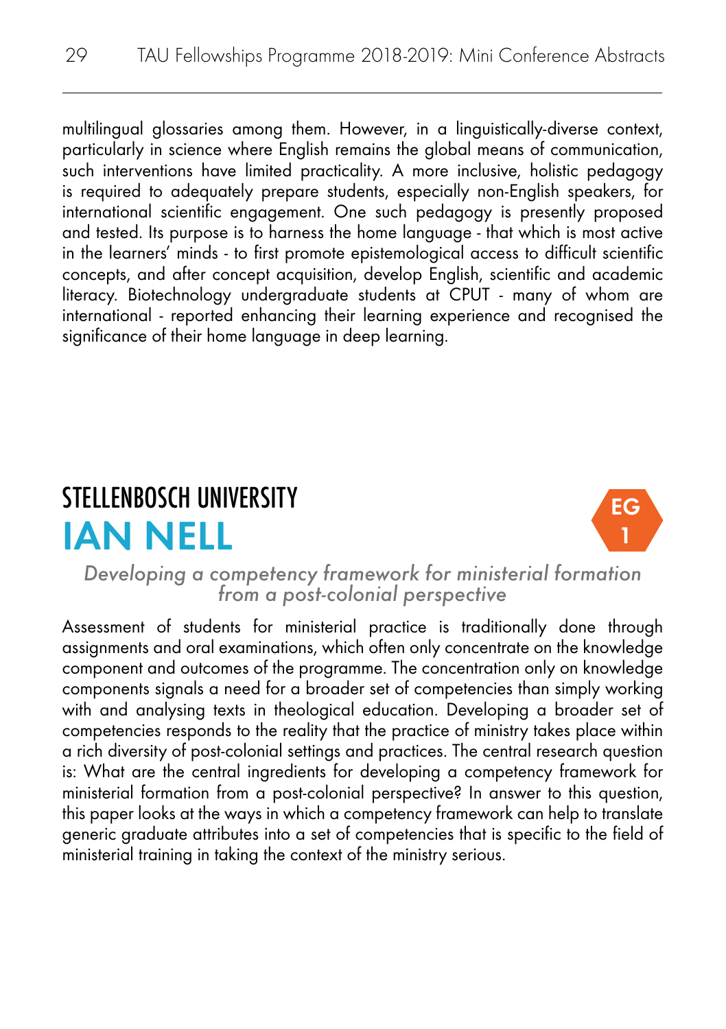multilingual glossaries among them. However, in a linguistically-diverse context, particularly in science where English remains the global means of communication, such interventions have limited practicality. A more inclusive, holistic pedagogy is required to adequately prepare students, especially non-English speakers, for international scientific engagement. One such pedagogy is presently proposed and tested. Its purpose is to harness the home language - that which is most active in the learners' minds - to first promote epistemological access to difficult scientific concepts, and after concept acquisition, develop English, scientific and academic literacy. Biotechnology undergraduate students at CPUT - many of whom are international - reported enhancing their learning experience and recognised the significance of their home language in deep learning.

## STELLENBOSCH UNIVERSITY

# IAN NELL

EG 1

*Developing a competency framework for ministerial formation from a post-colonial perspective*

Assessment of students for ministerial practice is traditionally done through assignments and oral examinations, which often only concentrate on the knowledge component and outcomes of the programme. The concentration only on knowledge components signals a need for a broader set of competencies than simply working with and analysing texts in theological education. Developing a broader set of competencies responds to the reality that the practice of ministry takes place within a rich diversity of post-colonial settings and practices. The central research question is: What are the central ingredients for developing a competency framework for ministerial formation from a post-colonial perspective? In answer to this question, this paper looks at the ways in which a competency framework can help to translate generic graduate attributes into a set of competencies that is specific to the field of ministerial training in taking the context of the ministry serious.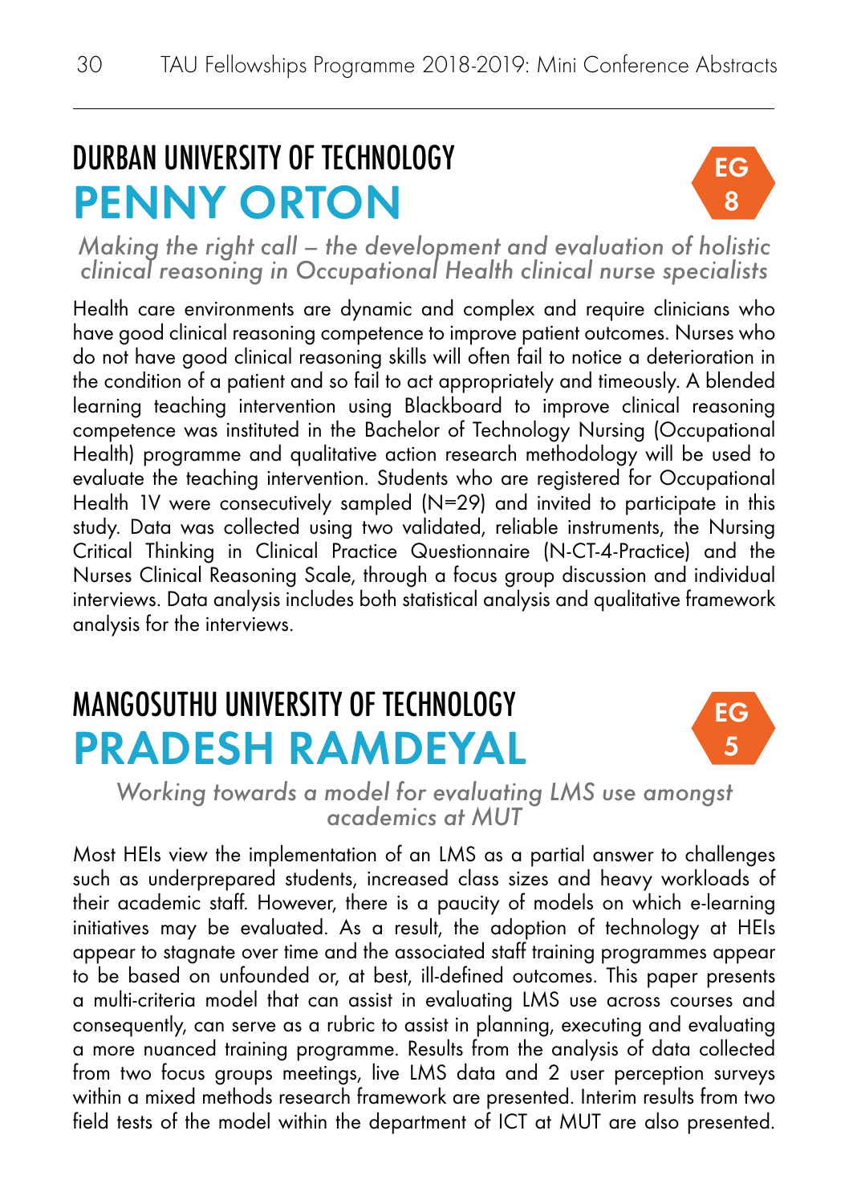## DURBAN UNIVERSITY OF TECHNOLOGY

# PENNY ORTON

EG 8

*Making the right call – the development and evaluation of holistic clinical reasoning in Occupational Health clinical nurse specialists*

Health care environments are dynamic and complex and require clinicians who have good clinical reasoning competence to improve patient outcomes. Nurses who do not have good clinical reasoning skills will often fail to notice a deterioration in the condition of a patient and so fail to act appropriately and timeously. A blended learning teaching intervention using Blackboard to improve clinical reasoning competence was instituted in the Bachelor of Technology Nursing (Occupational Health) programme and qualitative action research methodology will be used to evaluate the teaching intervention. Students who are registered for Occupational Health 1V were consecutively sampled (N=29) and invited to participate in this study. Data was collected using two validated, reliable instruments, the Nursing Critical Thinking in Clinical Practice Questionnaire (N-CT-4-Practice) and the Nurses Clinical Reasoning Scale, through a focus group discussion and individual interviews. Data analysis includes both statistical analysis and qualitative framework analysis for the interviews.

## MANGOSUTHU UNIVERSITY OF TECHNOLOGY

# PRADESH RAMDEYAL

EG 5

*Working towards a model for evaluating LMS use amongst academics at MUT*

Most HEIs view the implementation of an LMS as a partial answer to challenges such as underprepared students, increased class sizes and heavy workloads of their academic staff. However, there is a paucity of models on which e-learning initiatives may be evaluated. As a result, the adoption of technology at HEIs appear to stagnate over time and the associated staff training programmes appear to be based on unfounded or, at best, ill-defined outcomes. This paper presents a multi-criteria model that can assist in evaluating LMS use across courses and consequently, can serve as a rubric to assist in planning, executing and evaluating a more nuanced training programme. Results from the analysis of data collected from two focus groups meetings, live LMS data and 2 user perception surveys within a mixed methods research framework are presented. Interim results from two field tests of the model within the department of ICT at MUT are also presented.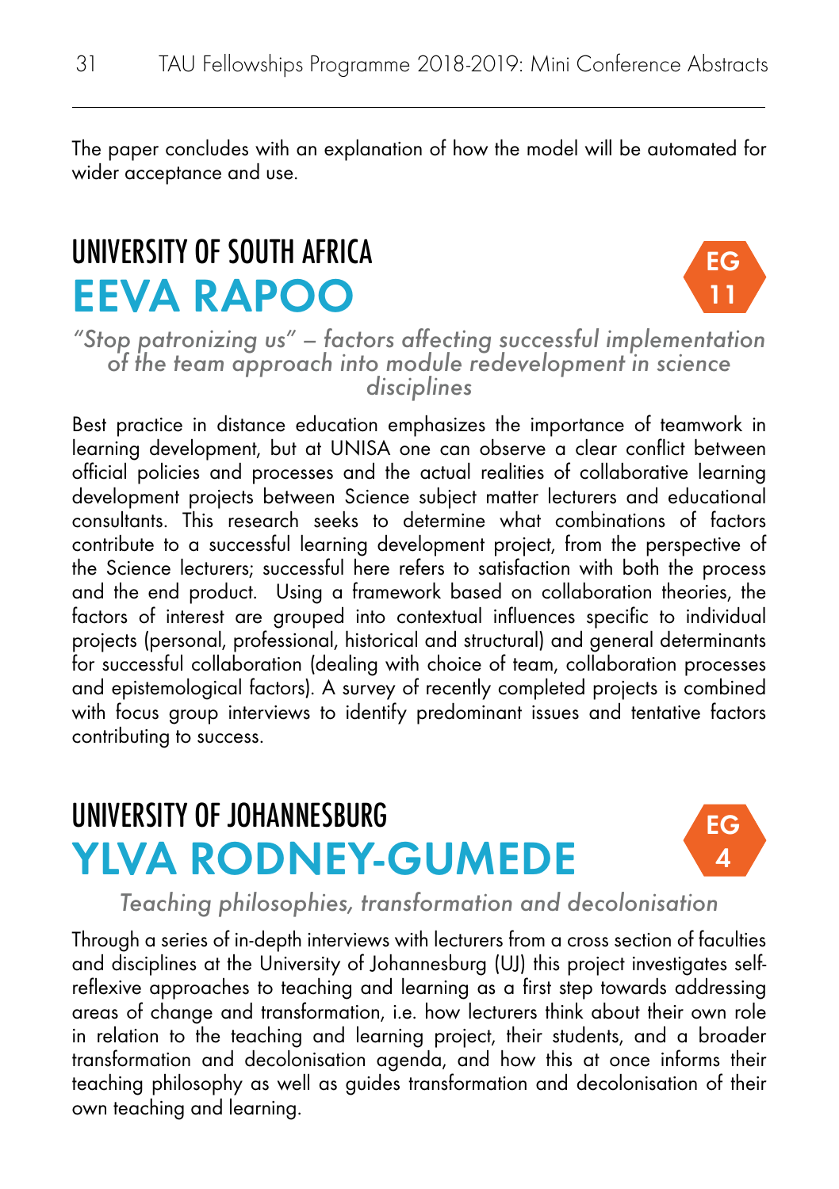The paper concludes with an explanation of how the model will be automated for wider acceptance and use.

## UNIVERSITY OF SOUTH AFRICA

# EEVA RAPOO

EG 11

*"Stop patronizing us" – factors affecting successful implementation of the team approach into module redevelopment in science disciplines*

Best practice in distance education emphasizes the importance of teamwork in learning development, but at UNISA one can observe a clear conflict between official policies and processes and the actual realities of collaborative learning development projects between Science subject matter lecturers and educational consultants. This research seeks to determine what combinations of factors contribute to a successful learning development project, from the perspective of the Science lecturers; successful here refers to satisfaction with both the process and the end product. Using a framework based on collaboration theories, the factors of interest are grouped into contextual influences specific to individual projects (personal, professional, historical and structural) and general determinants for successful collaboration (dealing with choice of team, collaboration processes and epistemological factors). A survey of recently completed projects is combined with focus group interviews to identify predominant issues and tentative factors contributing to success.

## UNIVERSITY OF JOHANNESBURG

# YLVA RODNEY-GUMEDE

EG 4

*Teaching philosophies, transformation and decolonisation*

Through a series of in-depth interviews with lecturers from a cross section of faculties and disciplines at the University of Johannesburg (UJ) this project investigates self-reflexive approaches to teaching and learning as a first step towards addressing areas of change and transformation, i.e. how lecturers think about their own role in relation to the teaching and learning project, their students, and a broader transformation and decolonisation agenda, and how this at once informs their teaching philosophy as well as guides transformation and decolonisation of their own teaching and learning.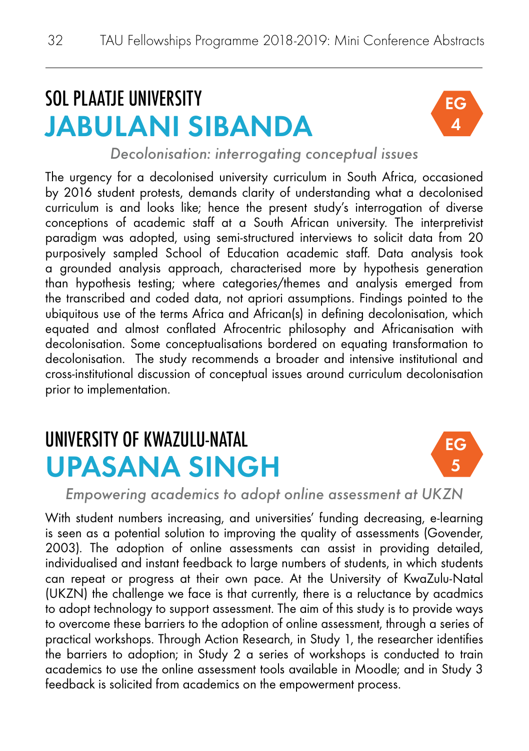## SOL PLAATJE UNIVERSITY

# JABULANI SIBANDA

EG 4

*Decolonisation: interrogating conceptual issues*

The urgency for a decolonised university curriculum in South Africa, occasioned by 2016 student protests, demands clarity of understanding what a decolonised curriculum is and looks like; hence the present study's interrogation of diverse conceptions of academic staff at a South African university. The interpretivist paradigm was adopted, using semi-structured interviews to solicit data from 20 purposively sampled School of Education academic staff. Data analysis took a grounded analysis approach, characterised more by hypothesis generation than hypothesis testing; where categories/themes and analysis emerged from the transcribed and coded data, not apriori assumptions. Findings pointed to the ubiquitous use of the terms Africa and African(s) in defining decolonisation, which equated and almost conflated Afrocentric philosophy and Africanisation with decolonisation. Some conceptualisations bordered on equating transformation to decolonisation. The study recommends a broader and intensive institutional and cross-institutional discussion of conceptual issues around curriculum decolonisation prior to implementation.

## UNIVERSITY OF KWAZULU-NATAL

# UPASANA SINGH

EG 5

*Empowering academics to adopt online assessment at UKZN*

With student numbers increasing, and universities' funding decreasing, e-learning is seen as a potential solution to improving the quality of assessments (Govender, 2003). The adoption of online assessments can assist in providing detailed, individualised and instant feedback to large numbers of students, in which students can repeat or progress at their own pace. At the University of KwaZulu-Natal (UKZN) the challenge we face is that currently, there is a reluctance by acadmics to adopt technology to support assessment. The aim of this study is to provide ways to overcome these barriers to the adoption of online assessment, through a series of practical workshops. Through Action Research, in Study 1, the researcher identifies the barriers to adoption; in Study 2 a series of workshops is conducted to train academics to use the online assessment tools available in Moodle; and in Study 3 feedback is solicited from academics on the empowerment process.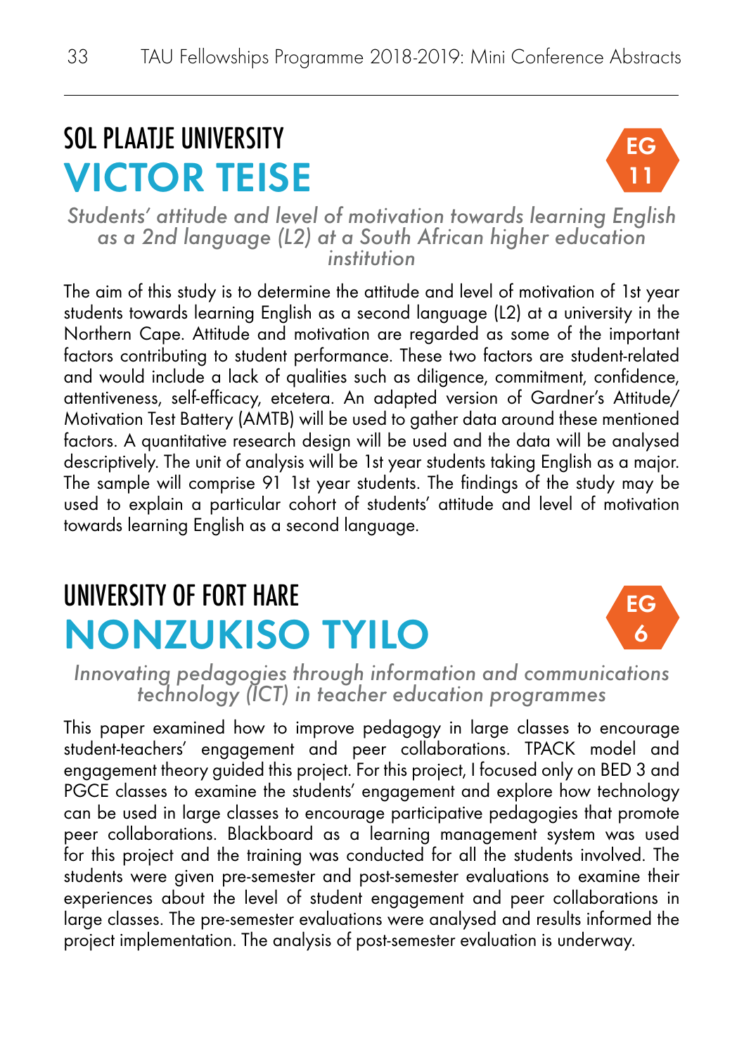## SOL PLAATJE UNIVERSITY

# VICTOR TEISE

EG 11

*Students' attitude and level of motivation towards learning English as a 2nd language (L2) at a South African higher education institution*

The aim of this study is to determine the attitude and level of motivation of 1st year students towards learning English as a second language (L2) at a university in the Northern Cape. Attitude and motivation are regarded as some of the important factors contributing to student performance. These two factors are student-related and would include a lack of qualities such as diligence, commitment, confidence, attentiveness, self-efficacy, etcetera. An adapted version of Gardner's Attitude/ Motivation Test Battery (AMTB) will be used to gather data around these mentioned factors. A quantitative research design will be used and the data will be analysed descriptively. The unit of analysis will be 1st year students taking English as a major. The sample will comprise 91 1st year students. The findings of the study may be used to explain a particular cohort of students' attitude and level of motivation towards learning English as a second language.

## UNIVERSITY OF FORT HARE

# NONZUKISO TYILO

EG 6

*Innovating pedagogies through information and communications technology (ICT) in teacher education programmes*

This paper examined how to improve pedagogy in large classes to encourage student-teachers' engagement and peer collaborations. TPACK model and engagement theory guided this project. For this project, I focused only on BED 3 and PGCE classes to examine the students' engagement and explore how technology can be used in large classes to encourage participative pedagogies that promote peer collaborations. Blackboard as a learning management system was used for this project and the training was conducted for all the students involved. The students were given pre-semester and post-semester evaluations to examine their experiences about the level of student engagement and peer collaborations in large classes. The pre-semester evaluations were analysed and results informed the project implementation. The analysis of post-semester evaluation is underway.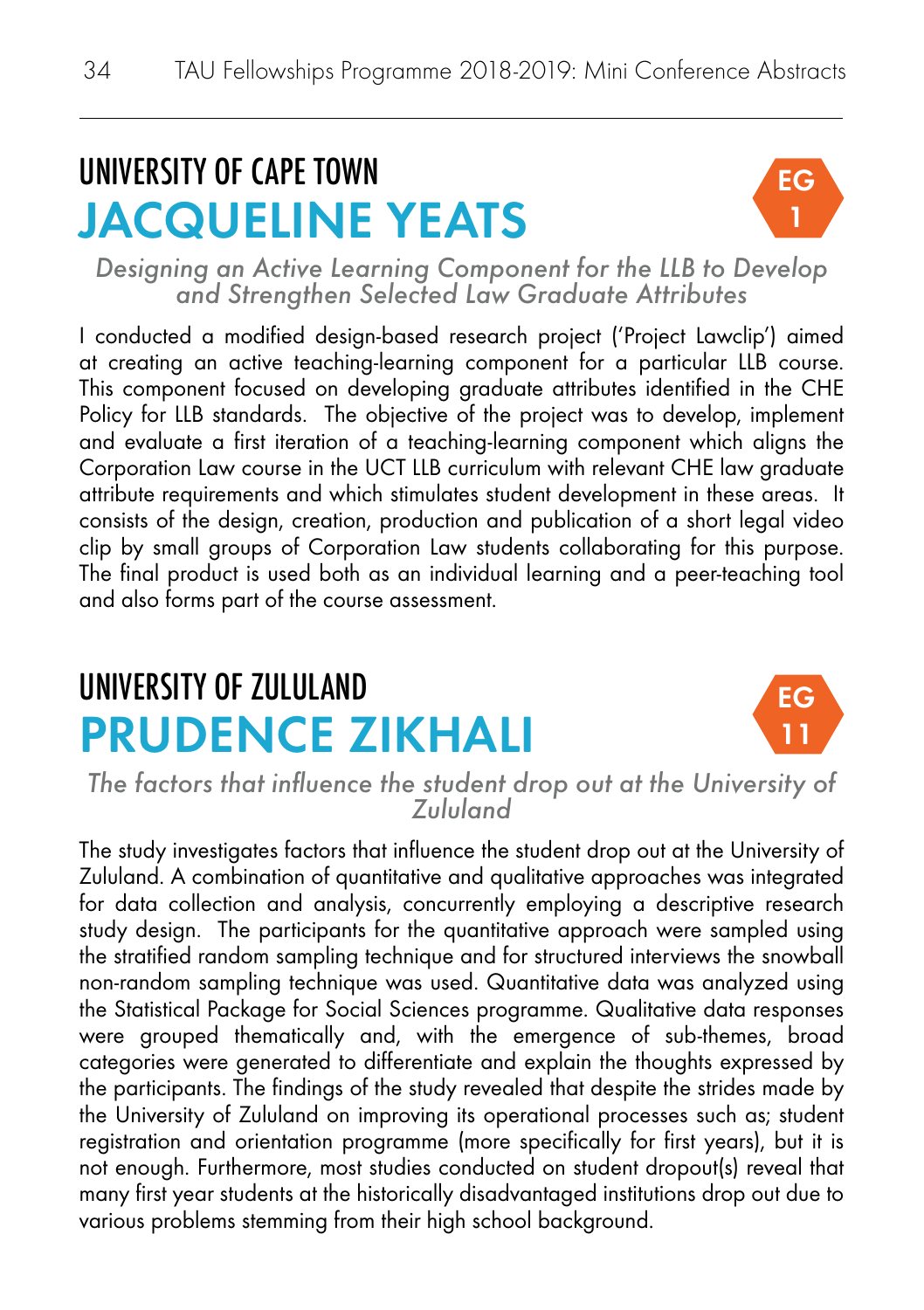## UNIVERSITY OF CAPE TOWN

# JACQUELINE YEATS

EG 1

*Designing an Active Learning Component for the LLB to Develop and Strengthen Selected Law Graduate Attributes*

I conducted a modified design-based research project ('Project Lawclip') aimed at creating an active teaching-learning component for a particular LLB course. This component focused on developing graduate attributes identified in the CHE Policy for LLB standards. The objective of the project was to develop, implement and evaluate a first iteration of a teaching-learning component which aligns the Corporation Law course in the UCT LLB curriculum with relevant CHE law graduate attribute requirements and which stimulates student development in these areas. It consists of the design, creation, production and publication of a short legal video clip by small groups of Corporation Law students collaborating for this purpose. The final product is used both as an individual learning and a peer-teaching tool and also forms part of the course assessment.

## UNIVERSITY OF ZULULAND

# PRUDENCE ZIKHALI

EG 11

*The factors that influence the student drop out at the University of Zululand*

The study investigates factors that influence the student drop out at the University of Zululand. A combination of quantitative and qualitative approaches was integrated for data collection and analysis, concurrently employing a descriptive research study design. The participants for the quantitative approach were sampled using the stratified random sampling technique and for structured interviews the snowball non-random sampling technique was used. Quantitative data was analyzed using the Statistical Package for Social Sciences programme. Qualitative data responses were grouped thematically and, with the emergence of sub-themes, broad categories were generated to differentiate and explain the thoughts expressed by the participants. The findings of the study revealed that despite the strides made by the University of Zululand on improving its operational processes such as; student registration and orientation programme (more specifically for first years), but it is not enough. Furthermore, most studies conducted on student dropout(s) reveal that many first year students at the historically disadvantaged institutions drop out due to various problems stemming from their high school background.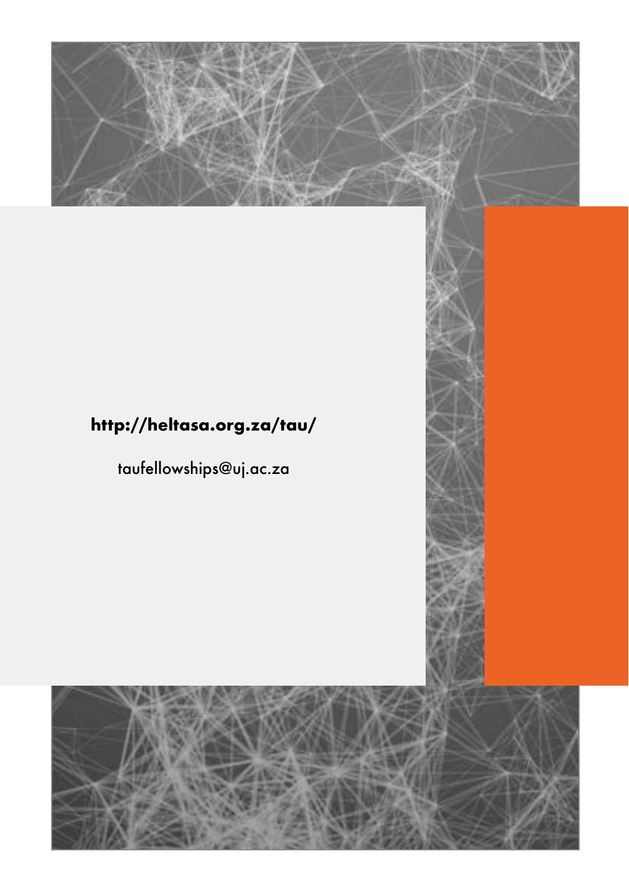**http://heltasa.org.za/tau/**

taufellowships@uj.ac.za